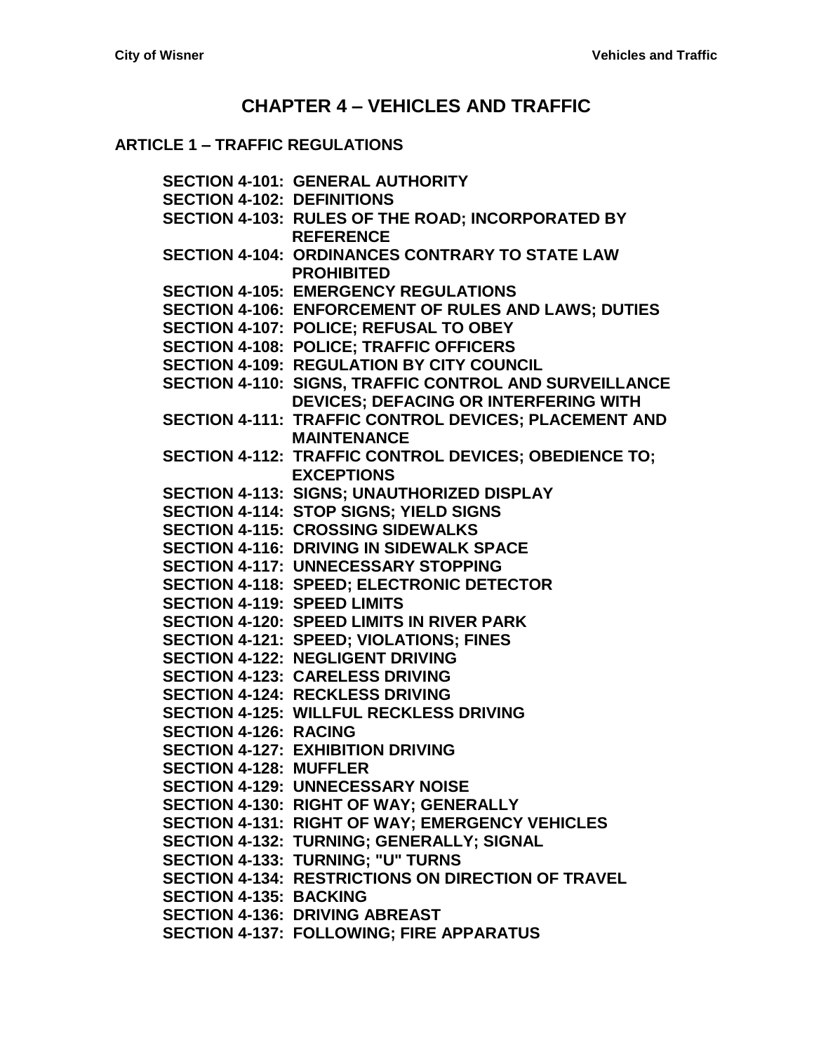# CHAPTER 4 – VEHICLES AND TRAFFIC

## ARTICLE 1 – TRAFFIC REGULATIONS

**SECTION 4-101: GENERAL AUTHORITY**
**SECTION 4-102: DEFINITIONS**
**SECTION 4-103: RULES OF THE ROAD; INCORPORATED BY REFERENCE**
**SECTION 4-104: ORDINANCES CONTRARY TO STATE LAW PROHIBITED**
**SECTION 4-105: EMERGENCY REGULATIONS**
**SECTION 4-106: ENFORCEMENT OF RULES AND LAWS; DUTIES**
**SECTION 4-107: POLICE; REFUSAL TO OBEY**
**SECTION 4-108: POLICE; TRAFFIC OFFICERS**
**SECTION 4-109: REGULATION BY CITY COUNCIL**
**SECTION 4-110: SIGNS, TRAFFIC CONTROL AND SURVEILLANCE DEVICES; DEFACING OR INTERFERING WITH**
**SECTION 4-111: TRAFFIC CONTROL DEVICES; PLACEMENT AND MAINTENANCE**
**SECTION 4-112: TRAFFIC CONTROL DEVICES; OBEDIENCE TO; EXCEPTIONS**
**SECTION 4-113: SIGNS; UNAUTHORIZED DISPLAY**
**SECTION 4-114: STOP SIGNS; YIELD SIGNS**
**SECTION 4-115: CROSSING SIDEWALKS**
**SECTION 4-116: DRIVING IN SIDEWALK SPACE**
**SECTION 4-117: UNNECESSARY STOPPING**
**SECTION 4-118: SPEED; ELECTRONIC DETECTOR**
**SECTION 4-119: SPEED LIMITS**
**SECTION 4-120: SPEED LIMITS IN RIVER PARK**
**SECTION 4-121: SPEED; VIOLATIONS; FINES**
**SECTION 4-122: NEGLIGENT DRIVING**
**SECTION 4-123: CARELESS DRIVING**
**SECTION 4-124: RECKLESS DRIVING**
**SECTION 4-125: WILLFUL RECKLESS DRIVING**
**SECTION 4-126: RACING**
**SECTION 4-127: EXHIBITION DRIVING**
**SECTION 4-128: MUFFLER**
**SECTION 4-129: UNNECESSARY NOISE**
**SECTION 4-130: RIGHT OF WAY; GENERALLY**
**SECTION 4-131: RIGHT OF WAY; EMERGENCY VEHICLES**
**SECTION 4-132: TURNING; GENERALLY; SIGNAL**
**SECTION 4-133: TURNING; "U" TURNS**
**SECTION 4-134: RESTRICTIONS ON DIRECTION OF TRAVEL**
**SECTION 4-135: BACKING**
**SECTION 4-136: DRIVING ABREAST**
**SECTION 4-137: FOLLOWING; FIRE APPARATUS**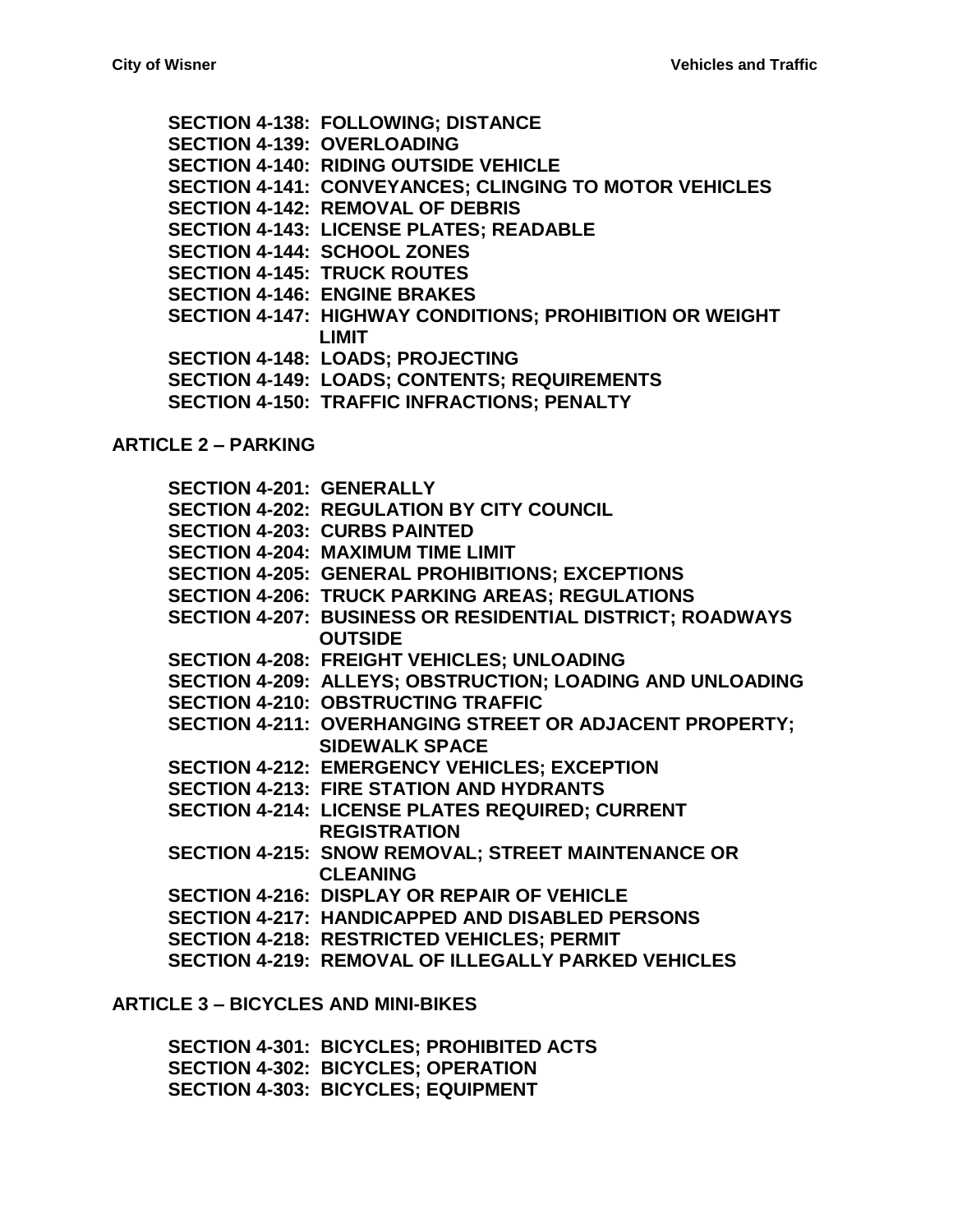**SECTION 4-138: FOLLOWING; DISTANCE**
**SECTION 4-139: OVERLOADING**
**SECTION 4-140: RIDING OUTSIDE VEHICLE**
**SECTION 4-141: CONVEYANCES; CLINGING TO MOTOR VEHICLES**
**SECTION 4-142: REMOVAL OF DEBRIS**
**SECTION 4-143: LICENSE PLATES; READABLE**
**SECTION 4-144: SCHOOL ZONES**
**SECTION 4-145: TRUCK ROUTES**
**SECTION 4-146: ENGINE BRAKES**
**SECTION 4-147: HIGHWAY CONDITIONS; PROHIBITION OR WEIGHT LIMIT**
**SECTION 4-148: LOADS; PROJECTING**
**SECTION 4-149: LOADS; CONTENTS; REQUIREMENTS**
**SECTION 4-150: TRAFFIC INFRACTIONS; PENALTY**

## ARTICLE 2 – PARKING

**SECTION 4-201: GENERALLY**
**SECTION 4-202: REGULATION BY CITY COUNCIL**
**SECTION 4-203: CURBS PAINTED**
**SECTION 4-204: MAXIMUM TIME LIMIT**
**SECTION 4-205: GENERAL PROHIBITIONS; EXCEPTIONS**
**SECTION 4-206: TRUCK PARKING AREAS; REGULATIONS**
**SECTION 4-207: BUSINESS OR RESIDENTIAL DISTRICT; ROADWAYS OUTSIDE**
**SECTION 4-208: FREIGHT VEHICLES; UNLOADING**
**SECTION 4-209: ALLEYS; OBSTRUCTION; LOADING AND UNLOADING**
**SECTION 4-210: OBSTRUCTING TRAFFIC**
**SECTION 4-211: OVERHANGING STREET OR ADJACENT PROPERTY; SIDEWALK SPACE**
**SECTION 4-212: EMERGENCY VEHICLES; EXCEPTION**
**SECTION 4-213: FIRE STATION AND HYDRANTS**
**SECTION 4-214: LICENSE PLATES REQUIRED; CURRENT REGISTRATION**
**SECTION 4-215: SNOW REMOVAL; STREET MAINTENANCE OR CLEANING**
**SECTION 4-216: DISPLAY OR REPAIR OF VEHICLE**
**SECTION 4-217: HANDICAPPED AND DISABLED PERSONS**
**SECTION 4-218: RESTRICTED VEHICLES; PERMIT**
**SECTION 4-219: REMOVAL OF ILLEGALLY PARKED VEHICLES**

## ARTICLE 3 – BICYCLES AND MINI-BIKES

**SECTION 4-301: BICYCLES; PROHIBITED ACTS**
**SECTION 4-302: BICYCLES; OPERATION**
**SECTION 4-303: BICYCLES; EQUIPMENT**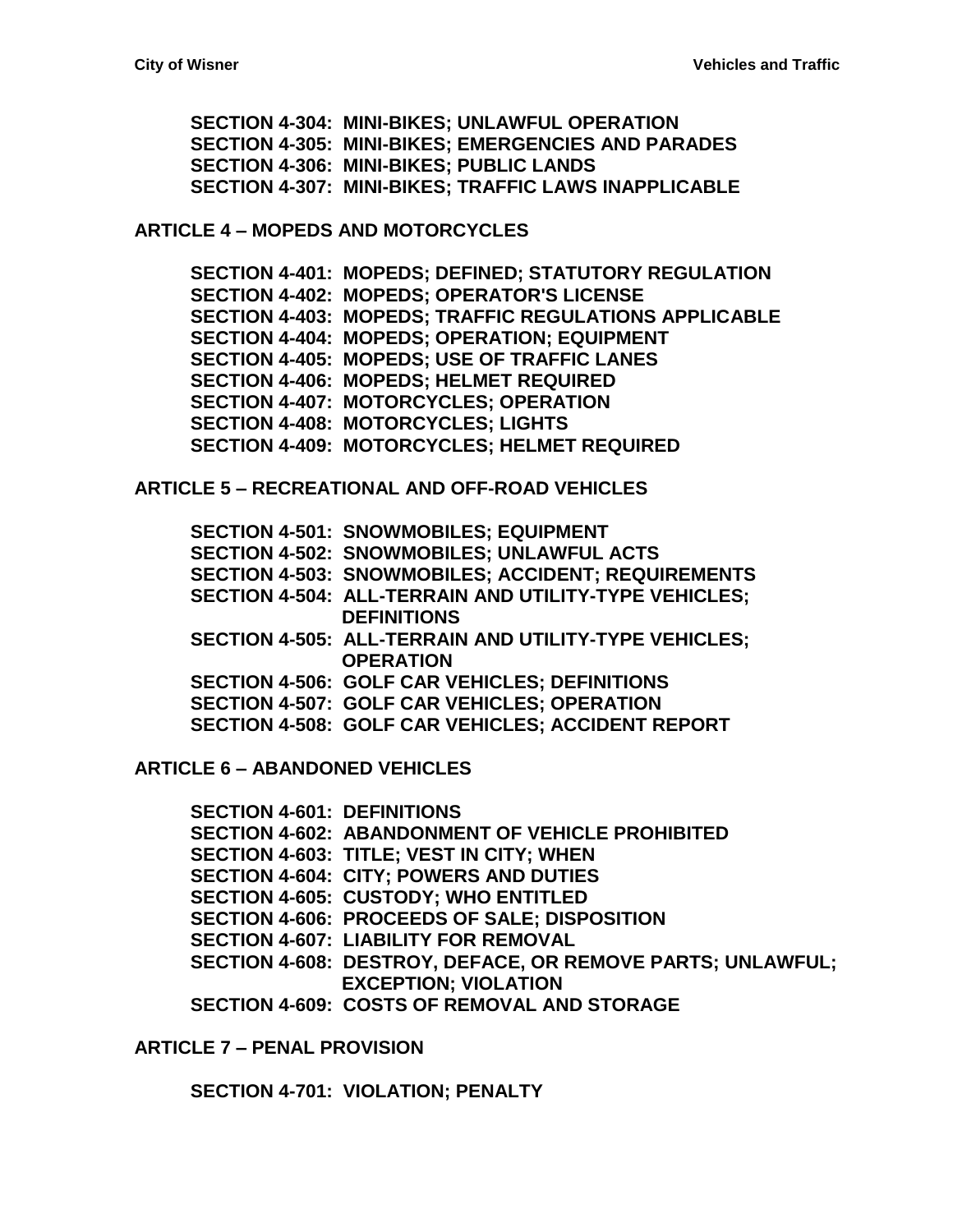**SECTION 4-304: MINI-BIKES; UNLAWFUL OPERATION**
**SECTION 4-305: MINI-BIKES; EMERGENCIES AND PARADES**
**SECTION 4-306: MINI-BIKES; PUBLIC LANDS**
**SECTION 4-307: MINI-BIKES; TRAFFIC LAWS INAPPLICABLE**

## ARTICLE 4 – MOPEDS AND MOTORCYCLES

**SECTION 4-401: MOPEDS; DEFINED; STATUTORY REGULATION**
**SECTION 4-402: MOPEDS; OPERATOR'S LICENSE**
**SECTION 4-403: MOPEDS; TRAFFIC REGULATIONS APPLICABLE**
**SECTION 4-404: MOPEDS; OPERATION; EQUIPMENT**
**SECTION 4-405: MOPEDS; USE OF TRAFFIC LANES**
**SECTION 4-406: MOPEDS; HELMET REQUIRED**
**SECTION 4-407: MOTORCYCLES; OPERATION**
**SECTION 4-408: MOTORCYCLES; LIGHTS**
**SECTION 4-409: MOTORCYCLES; HELMET REQUIRED**

## ARTICLE 5 – RECREATIONAL AND OFF-ROAD VEHICLES

**SECTION 4-501: SNOWMOBILES; EQUIPMENT**
**SECTION 4-502: SNOWMOBILES; UNLAWFUL ACTS**
**SECTION 4-503: SNOWMOBILES; ACCIDENT; REQUIREMENTS**
**SECTION 4-504: ALL-TERRAIN AND UTILITY-TYPE VEHICLES; DEFINITIONS**
**SECTION 4-505: ALL-TERRAIN AND UTILITY-TYPE VEHICLES; OPERATION**
**SECTION 4-506: GOLF CAR VEHICLES; DEFINITIONS**
**SECTION 4-507: GOLF CAR VEHICLES; OPERATION**
**SECTION 4-508: GOLF CAR VEHICLES; ACCIDENT REPORT**

## ARTICLE 6 – ABANDONED VEHICLES

**SECTION 4-601: DEFINITIONS**
**SECTION 4-602: ABANDONMENT OF VEHICLE PROHIBITED**
**SECTION 4-603: TITLE; VEST IN CITY; WHEN**
**SECTION 4-604: CITY; POWERS AND DUTIES**
**SECTION 4-605: CUSTODY; WHO ENTITLED**
**SECTION 4-606: PROCEEDS OF SALE; DISPOSITION**
**SECTION 4-607: LIABILITY FOR REMOVAL**
**SECTION 4-608: DESTROY, DEFACE, OR REMOVE PARTS; UNLAWFUL; EXCEPTION; VIOLATION**
**SECTION 4-609: COSTS OF REMOVAL AND STORAGE**

## ARTICLE 7 – PENAL PROVISION

**SECTION 4-701: VIOLATION; PENALTY**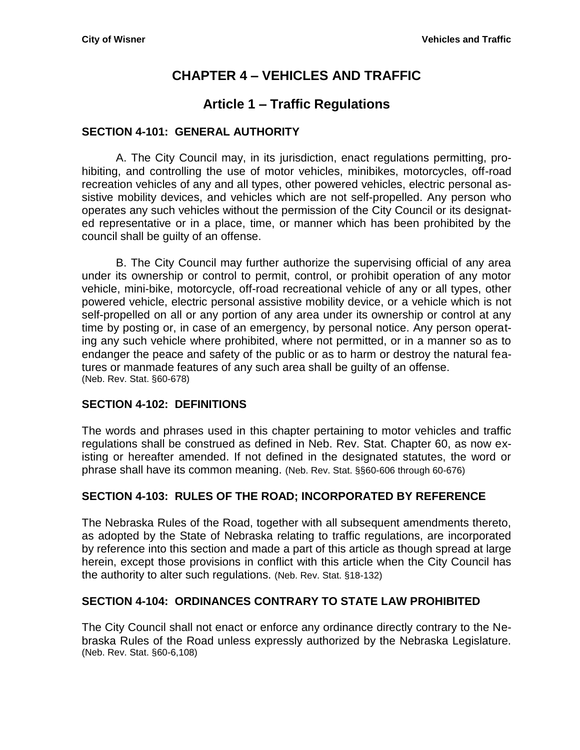# CHAPTER 4 – VEHICLES AND TRAFFIC

## Article 1 – Traffic Regulations

### SECTION 4-101: GENERAL AUTHORITY

A. The City Council may, in its jurisdiction, enact regulations permitting, prohibiting, and controlling the use of motor vehicles, minibikes, motorcycles, off-road recreation vehicles of any and all types, other powered vehicles, electric personal assistive mobility devices, and vehicles which are not self-propelled. Any person who operates any such vehicles without the permission of the City Council or its designated representative or in a place, time, or manner which has been prohibited by the council shall be guilty of an offense.

B. The City Council may further authorize the supervising official of any area under its ownership or control to permit, control, or prohibit operation of any motor vehicle, mini-bike, motorcycle, off-road recreational vehicle of any or all types, other powered vehicle, electric personal assistive mobility device, or a vehicle which is not self-propelled on all or any portion of any area under its ownership or control at any time by posting or, in case of an emergency, by personal notice. Any person operating any such vehicle where prohibited, where not permitted, or in a manner so as to endanger the peace and safety of the public or as to harm or destroy the natural features or manmade features of any such area shall be guilty of an offense.
(Neb. Rev. Stat. §60-678)

### SECTION 4-102: DEFINITIONS

The words and phrases used in this chapter pertaining to motor vehicles and traffic regulations shall be construed as defined in Neb. Rev. Stat. Chapter 60, as now existing or hereafter amended. If not defined in the designated statutes, the word or phrase shall have its common meaning. (Neb. Rev. Stat. §§60-606 through 60-676)

### SECTION 4-103: RULES OF THE ROAD; INCORPORATED BY REFERENCE

The Nebraska Rules of the Road, together with all subsequent amendments thereto, as adopted by the State of Nebraska relating to traffic regulations, are incorporated by reference into this section and made a part of this article as though spread at large herein, except those provisions in conflict with this article when the City Council has the authority to alter such regulations. (Neb. Rev. Stat. §18-132)

### SECTION 4-104: ORDINANCES CONTRARY TO STATE LAW PROHIBITED

The City Council shall not enact or enforce any ordinance directly contrary to the Nebraska Rules of the Road unless expressly authorized by the Nebraska Legislature. (Neb. Rev. Stat. §60-6,108)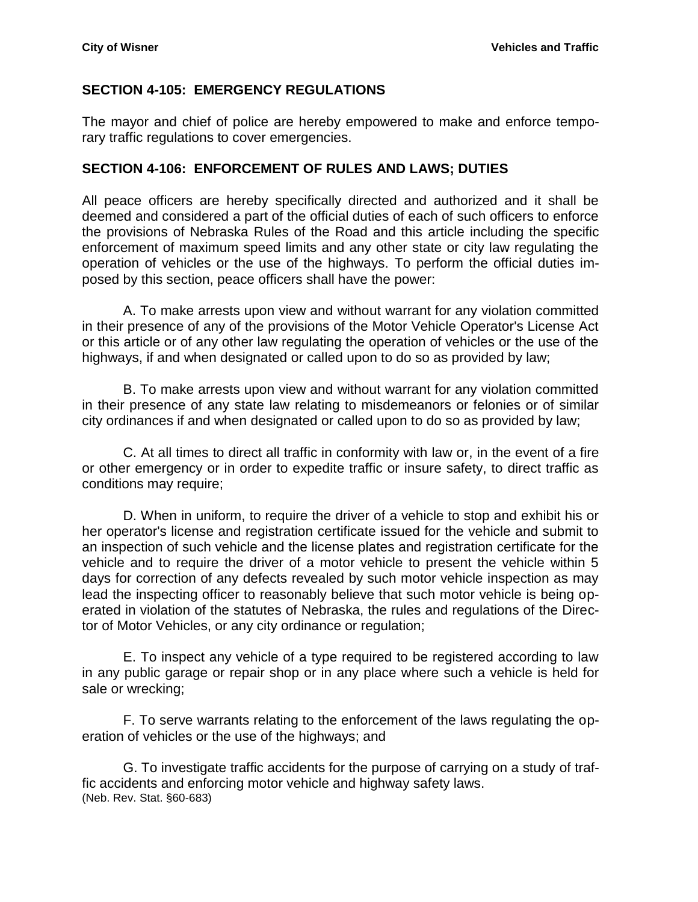## SECTION 4-105: EMERGENCY REGULATIONS

The mayor and chief of police are hereby empowered to make and enforce temporary traffic regulations to cover emergencies.

## SECTION 4-106: ENFORCEMENT OF RULES AND LAWS; DUTIES

All peace officers are hereby specifically directed and authorized and it shall be deemed and considered a part of the official duties of each of such officers to enforce the provisions of Nebraska Rules of the Road and this article including the specific enforcement of maximum speed limits and any other state or city law regulating the operation of vehicles or the use of the highways. To perform the official duties imposed by this section, peace officers shall have the power:

A. To make arrests upon view and without warrant for any violation committed in their presence of any of the provisions of the Motor Vehicle Operator's License Act or this article or of any other law regulating the operation of vehicles or the use of the highways, if and when designated or called upon to do so as provided by law;

B. To make arrests upon view and without warrant for any violation committed in their presence of any state law relating to misdemeanors or felonies or of similar city ordinances if and when designated or called upon to do so as provided by law;

C. At all times to direct all traffic in conformity with law or, in the event of a fire or other emergency or in order to expedite traffic or insure safety, to direct traffic as conditions may require;

D. When in uniform, to require the driver of a vehicle to stop and exhibit his or her operator's license and registration certificate issued for the vehicle and submit to an inspection of such vehicle and the license plates and registration certificate for the vehicle and to require the driver of a motor vehicle to present the vehicle within 5 days for correction of any defects revealed by such motor vehicle inspection as may lead the inspecting officer to reasonably believe that such motor vehicle is being operated in violation of the statutes of Nebraska, the rules and regulations of the Director of Motor Vehicles, or any city ordinance or regulation;

E. To inspect any vehicle of a type required to be registered according to law in any public garage or repair shop or in any place where such a vehicle is held for sale or wrecking;

F. To serve warrants relating to the enforcement of the laws regulating the operation of vehicles or the use of the highways; and

G. To investigate traffic accidents for the purpose of carrying on a study of traffic accidents and enforcing motor vehicle and highway safety laws.
(Neb. Rev. Stat. §60-683)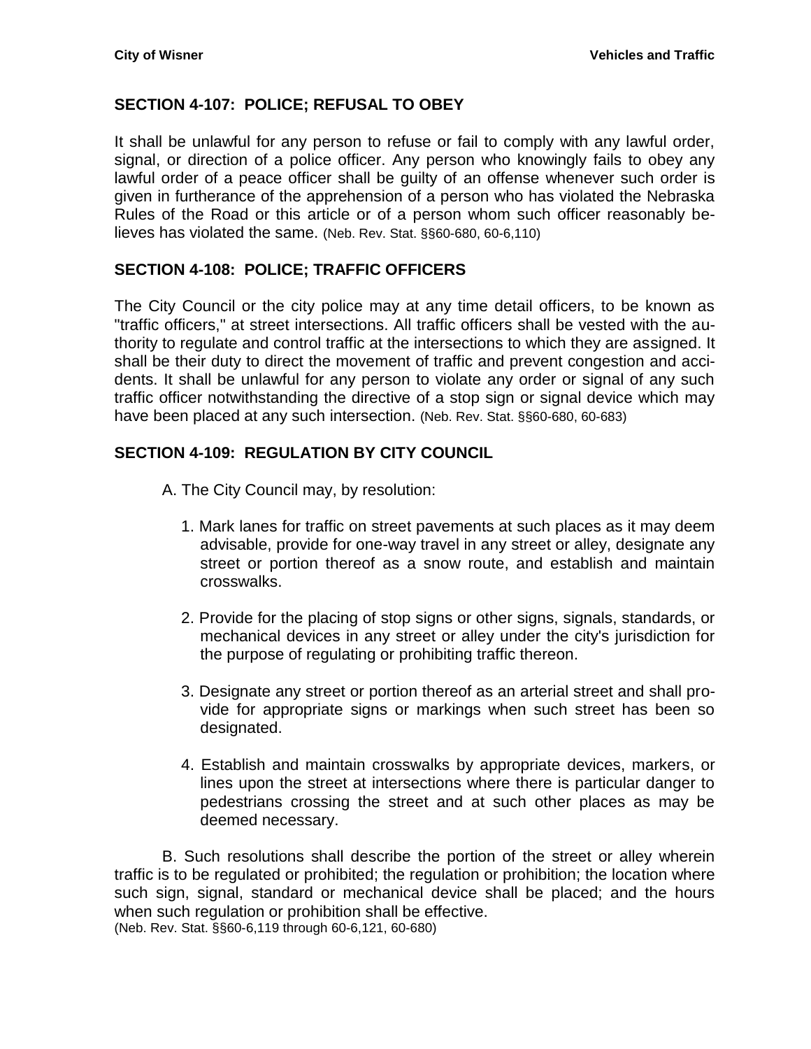## SECTION 4-107: POLICE; REFUSAL TO OBEY

It shall be unlawful for any person to refuse or fail to comply with any lawful order, signal, or direction of a police officer. Any person who knowingly fails to obey any lawful order of a peace officer shall be guilty of an offense whenever such order is given in furtherance of the apprehension of a person who has violated the Nebraska Rules of the Road or this article or of a person whom such officer reasonably believes has violated the same. (Neb. Rev. Stat. §§60-680, 60-6,110)

## SECTION 4-108: POLICE; TRAFFIC OFFICERS

The City Council or the city police may at any time detail officers, to be known as "traffic officers," at street intersections. All traffic officers shall be vested with the authority to regulate and control traffic at the intersections to which they are assigned. It shall be their duty to direct the movement of traffic and prevent congestion and accidents. It shall be unlawful for any person to violate any order or signal of any such traffic officer notwithstanding the directive of a stop sign or signal device which may have been placed at any such intersection. (Neb. Rev. Stat. §§60-680, 60-683)

## SECTION 4-109: REGULATION BY CITY COUNCIL

A. The City Council may, by resolution:

1. Mark lanes for traffic on street pavements at such places as it may deem advisable, provide for one-way travel in any street or alley, designate any street or portion thereof as a snow route, and establish and maintain crosswalks.

2. Provide for the placing of stop signs or other signs, signals, standards, or mechanical devices in any street or alley under the city's jurisdiction for the purpose of regulating or prohibiting traffic thereon.

3. Designate any street or portion thereof as an arterial street and shall provide for appropriate signs or markings when such street has been so designated.

4. Establish and maintain crosswalks by appropriate devices, markers, or lines upon the street at intersections where there is particular danger to pedestrians crossing the street and at such other places as may be deemed necessary.

B. Such resolutions shall describe the portion of the street or alley wherein traffic is to be regulated or prohibited; the regulation or prohibition; the location where such sign, signal, standard or mechanical device shall be placed; and the hours when such regulation or prohibition shall be effective.
(Neb. Rev. Stat. §§60-6,119 through 60-6,121, 60-680)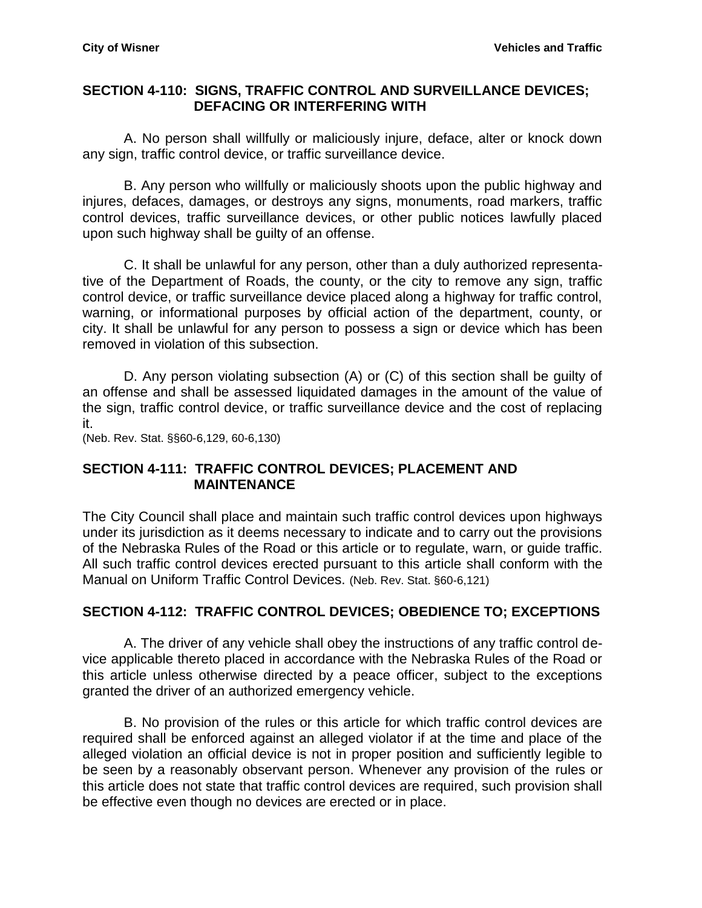## SECTION 4-110: SIGNS, TRAFFIC CONTROL AND SURVEILLANCE DEVICES; DEFACING OR INTERFERING WITH

A. No person shall willfully or maliciously injure, deface, alter or knock down any sign, traffic control device, or traffic surveillance device.

B. Any person who willfully or maliciously shoots upon the public highway and injures, defaces, damages, or destroys any signs, monuments, road markers, traffic control devices, traffic surveillance devices, or other public notices lawfully placed upon such highway shall be guilty of an offense.

C. It shall be unlawful for any person, other than a duly authorized representative of the Department of Roads, the county, or the city to remove any sign, traffic control device, or traffic surveillance device placed along a highway for traffic control, warning, or informational purposes by official action of the department, county, or city. It shall be unlawful for any person to possess a sign or device which has been removed in violation of this subsection.

D. Any person violating subsection (A) or (C) of this section shall be guilty of an offense and shall be assessed liquidated damages in the amount of the value of the sign, traffic control device, or traffic surveillance device and the cost of replacing it.
(Neb. Rev. Stat. §§60-6,129, 60-6,130)

## SECTION 4-111: TRAFFIC CONTROL DEVICES; PLACEMENT AND MAINTENANCE

The City Council shall place and maintain such traffic control devices upon highways under its jurisdiction as it deems necessary to indicate and to carry out the provisions of the Nebraska Rules of the Road or this article or to regulate, warn, or guide traffic. All such traffic control devices erected pursuant to this article shall conform with the Manual on Uniform Traffic Control Devices. (Neb. Rev. Stat. §60-6,121)

## SECTION 4-112: TRAFFIC CONTROL DEVICES; OBEDIENCE TO; EXCEPTIONS

A. The driver of any vehicle shall obey the instructions of any traffic control device applicable thereto placed in accordance with the Nebraska Rules of the Road or this article unless otherwise directed by a peace officer, subject to the exceptions granted the driver of an authorized emergency vehicle.

B. No provision of the rules or this article for which traffic control devices are required shall be enforced against an alleged violator if at the time and place of the alleged violation an official device is not in proper position and sufficiently legible to be seen by a reasonably observant person. Whenever any provision of the rules or this article does not state that traffic control devices are required, such provision shall be effective even though no devices are erected or in place.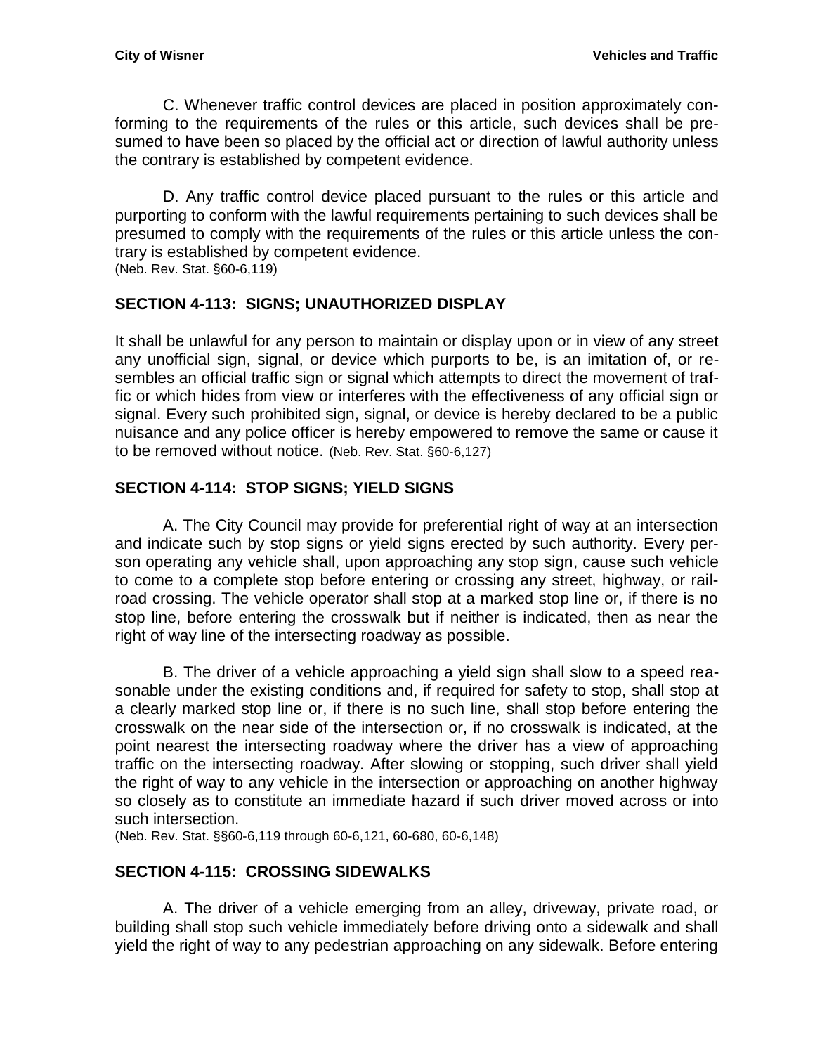C. Whenever traffic control devices are placed in position approximately conforming to the requirements of the rules or this article, such devices shall be presumed to have been so placed by the official act or direction of lawful authority unless the contrary is established by competent evidence.

D. Any traffic control device placed pursuant to the rules or this article and purporting to conform with the lawful requirements pertaining to such devices shall be presumed to comply with the requirements of the rules or this article unless the contrary is established by competent evidence.
(Neb. Rev. Stat. §60-6,119)

## SECTION 4-113: SIGNS; UNAUTHORIZED DISPLAY

It shall be unlawful for any person to maintain or display upon or in view of any street any unofficial sign, signal, or device which purports to be, is an imitation of, or resembles an official traffic sign or signal which attempts to direct the movement of traffic or which hides from view or interferes with the effectiveness of any official sign or signal. Every such prohibited sign, signal, or device is hereby declared to be a public nuisance and any police officer is hereby empowered to remove the same or cause it to be removed without notice. (Neb. Rev. Stat. §60-6,127)

## SECTION 4-114: STOP SIGNS; YIELD SIGNS

A. The City Council may provide for preferential right of way at an intersection and indicate such by stop signs or yield signs erected by such authority. Every person operating any vehicle shall, upon approaching any stop sign, cause such vehicle to come to a complete stop before entering or crossing any street, highway, or railroad crossing. The vehicle operator shall stop at a marked stop line or, if there is no stop line, before entering the crosswalk but if neither is indicated, then as near the right of way line of the intersecting roadway as possible.

B. The driver of a vehicle approaching a yield sign shall slow to a speed reasonable under the existing conditions and, if required for safety to stop, shall stop at a clearly marked stop line or, if there is no such line, shall stop before entering the crosswalk on the near side of the intersection or, if no crosswalk is indicated, at the point nearest the intersecting roadway where the driver has a view of approaching traffic on the intersecting roadway. After slowing or stopping, such driver shall yield the right of way to any vehicle in the intersection or approaching on another highway so closely as to constitute an immediate hazard if such driver moved across or into such intersection.
(Neb. Rev. Stat. §§60-6,119 through 60-6,121, 60-680, 60-6,148)

## SECTION 4-115: CROSSING SIDEWALKS

A. The driver of a vehicle emerging from an alley, driveway, private road, or building shall stop such vehicle immediately before driving onto a sidewalk and shall yield the right of way to any pedestrian approaching on any sidewalk. Before entering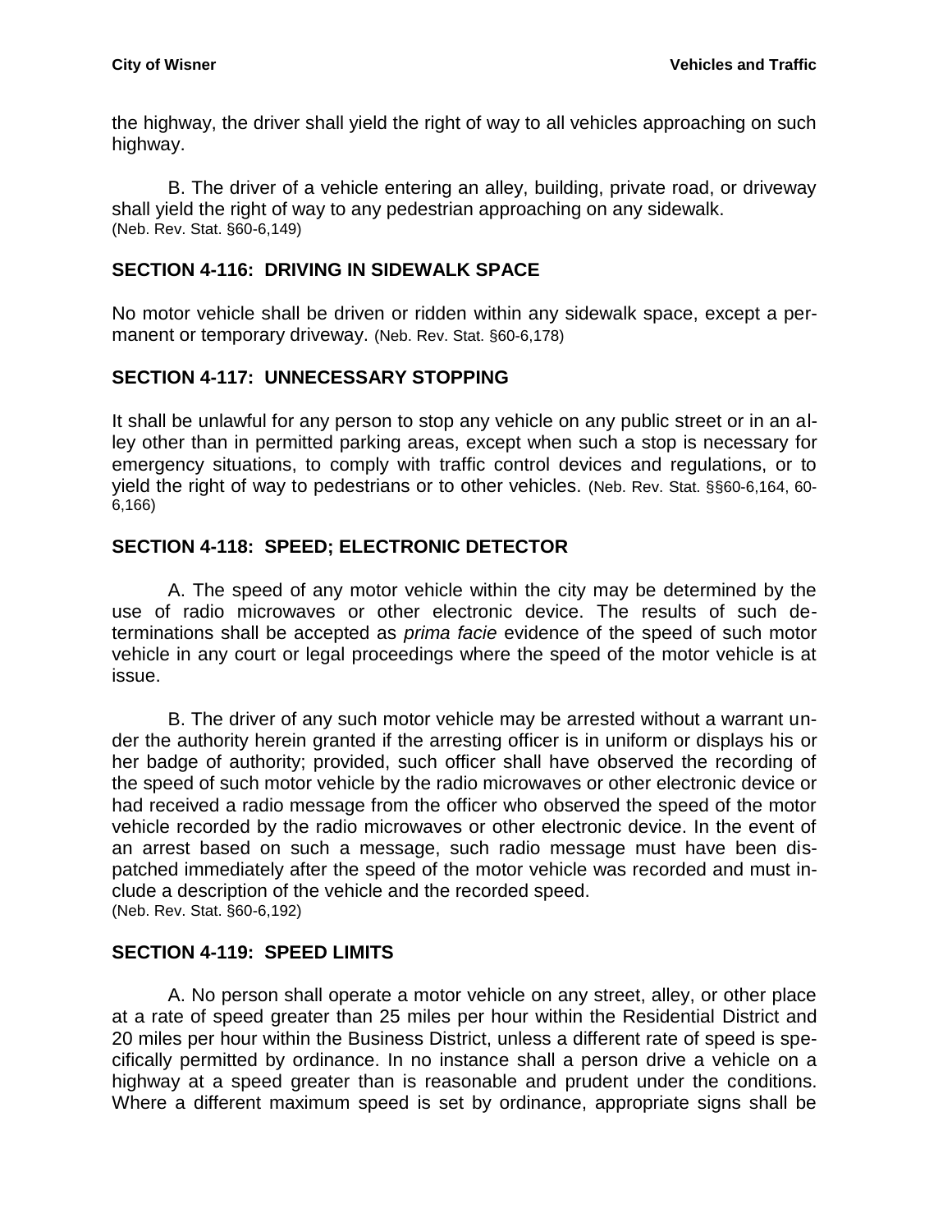the highway, the driver shall yield the right of way to all vehicles approaching on such highway.

B. The driver of a vehicle entering an alley, building, private road, or driveway shall yield the right of way to any pedestrian approaching on any sidewalk.
(Neb. Rev. Stat. §60-6,149)

## SECTION 4-116: DRIVING IN SIDEWALK SPACE

No motor vehicle shall be driven or ridden within any sidewalk space, except a permanent or temporary driveway. (Neb. Rev. Stat. §60-6,178)

## SECTION 4-117: UNNECESSARY STOPPING

It shall be unlawful for any person to stop any vehicle on any public street or in an alley other than in permitted parking areas, except when such a stop is necessary for emergency situations, to comply with traffic control devices and regulations, or to yield the right of way to pedestrians or to other vehicles. (Neb. Rev. Stat. §§60-6,164, 60-6,166)

## SECTION 4-118: SPEED; ELECTRONIC DETECTOR

A. The speed of any motor vehicle within the city may be determined by the use of radio microwaves or other electronic device. The results of such determinations shall be accepted as *prima facie* evidence of the speed of such motor vehicle in any court or legal proceedings where the speed of the motor vehicle is at issue.

B. The driver of any such motor vehicle may be arrested without a warrant under the authority herein granted if the arresting officer is in uniform or displays his or her badge of authority; provided, such officer shall have observed the recording of the speed of such motor vehicle by the radio microwaves or other electronic device or had received a radio message from the officer who observed the speed of the motor vehicle recorded by the radio microwaves or other electronic device. In the event of an arrest based on such a message, such radio message must have been dispatched immediately after the speed of the motor vehicle was recorded and must include a description of the vehicle and the recorded speed.
(Neb. Rev. Stat. §60-6,192)

## SECTION 4-119: SPEED LIMITS

A. No person shall operate a motor vehicle on any street, alley, or other place at a rate of speed greater than 25 miles per hour within the Residential District and 20 miles per hour within the Business District, unless a different rate of speed is specifically permitted by ordinance. In no instance shall a person drive a vehicle on a highway at a speed greater than is reasonable and prudent under the conditions. Where a different maximum speed is set by ordinance, appropriate signs shall be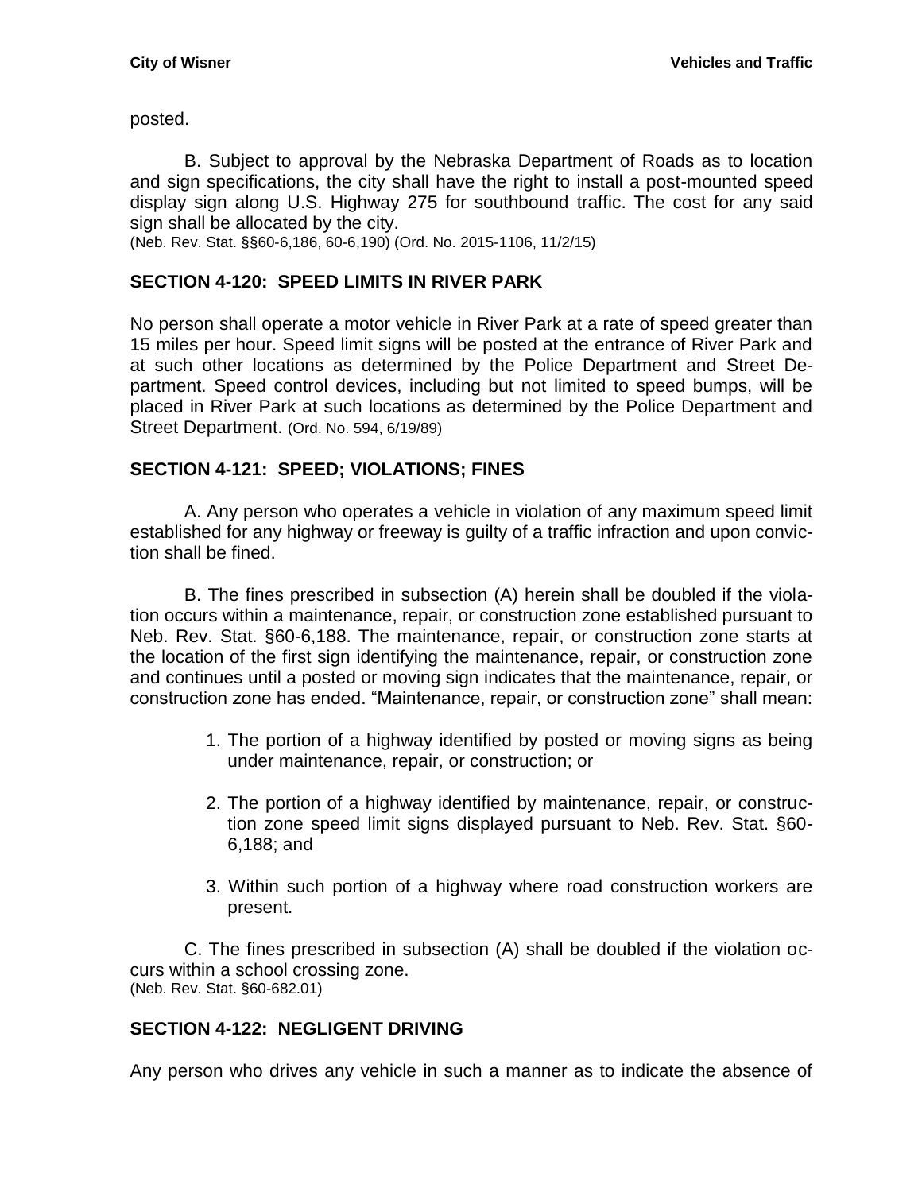posted.

B. Subject to approval by the Nebraska Department of Roads as to location and sign specifications, the city shall have the right to install a post-mounted speed display sign along U.S. Highway 275 for southbound traffic. The cost for any said sign shall be allocated by the city.
(Neb. Rev. Stat. §§60-6,186, 60-6,190) (Ord. No. 2015-1106, 11/2/15)

## SECTION 4-120: SPEED LIMITS IN RIVER PARK

No person shall operate a motor vehicle in River Park at a rate of speed greater than 15 miles per hour. Speed limit signs will be posted at the entrance of River Park and at such other locations as determined by the Police Department and Street Department. Speed control devices, including but not limited to speed bumps, will be placed in River Park at such locations as determined by the Police Department and Street Department. (Ord. No. 594, 6/19/89)

## SECTION 4-121: SPEED; VIOLATIONS; FINES

A. Any person who operates a vehicle in violation of any maximum speed limit established for any highway or freeway is guilty of a traffic infraction and upon conviction shall be fined.

B. The fines prescribed in subsection (A) herein shall be doubled if the violation occurs within a maintenance, repair, or construction zone established pursuant to Neb. Rev. Stat. §60-6,188. The maintenance, repair, or construction zone starts at the location of the first sign identifying the maintenance, repair, or construction zone and continues until a posted or moving sign indicates that the maintenance, repair, or construction zone has ended. "Maintenance, repair, or construction zone" shall mean:

1. The portion of a highway identified by posted or moving signs as being under maintenance, repair, or construction; or
2. The portion of a highway identified by maintenance, repair, or construction zone speed limit signs displayed pursuant to Neb. Rev. Stat. §60-6,188; and
3. Within such portion of a highway where road construction workers are present.

C. The fines prescribed in subsection (A) shall be doubled if the violation occurs within a school crossing zone.
(Neb. Rev. Stat. §60-682.01)

## SECTION 4-122: NEGLIGENT DRIVING

Any person who drives any vehicle in such a manner as to indicate the absence of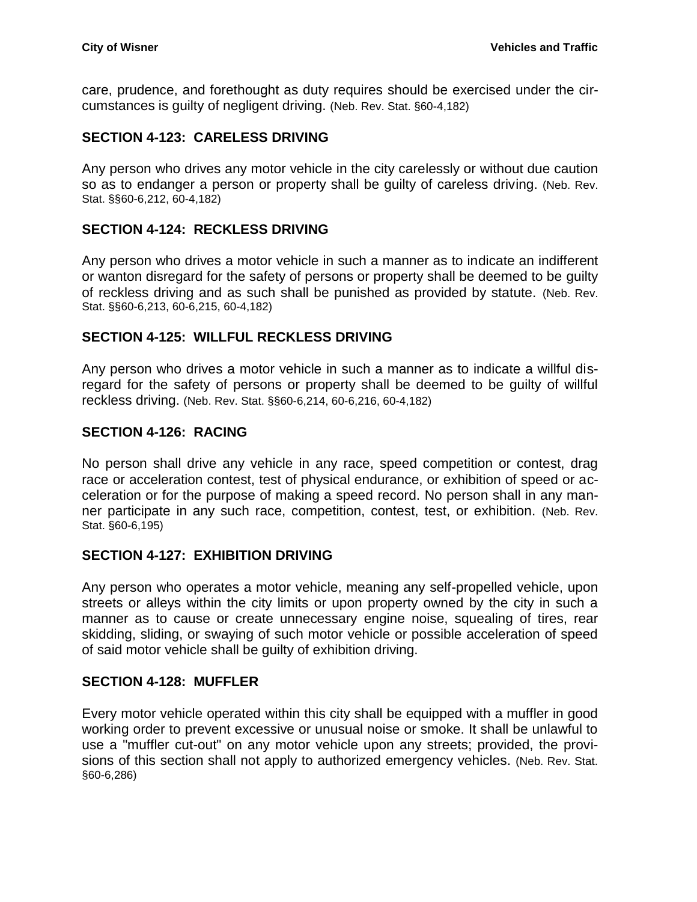care, prudence, and forethought as duty requires should be exercised under the circumstances is guilty of negligent driving. (Neb. Rev. Stat. §60-4,182)

### SECTION 4-123: CARELESS DRIVING

Any person who drives any motor vehicle in the city carelessly or without due caution so as to endanger a person or property shall be guilty of careless driving. (Neb. Rev. Stat. §§60-6,212, 60-4,182)

### SECTION 4-124: RECKLESS DRIVING

Any person who drives a motor vehicle in such a manner as to indicate an indifferent or wanton disregard for the safety of persons or property shall be deemed to be guilty of reckless driving and as such shall be punished as provided by statute. (Neb. Rev. Stat. §§60-6,213, 60-6,215, 60-4,182)

### SECTION 4-125: WILLFUL RECKLESS DRIVING

Any person who drives a motor vehicle in such a manner as to indicate a willful disregard for the safety of persons or property shall be deemed to be guilty of willful reckless driving. (Neb. Rev. Stat. §§60-6,214, 60-6,216, 60-4,182)

### SECTION 4-126: RACING

No person shall drive any vehicle in any race, speed competition or contest, drag race or acceleration contest, test of physical endurance, or exhibition of speed or acceleration or for the purpose of making a speed record. No person shall in any manner participate in any such race, competition, contest, test, or exhibition. (Neb. Rev. Stat. §60-6,195)

### SECTION 4-127: EXHIBITION DRIVING

Any person who operates a motor vehicle, meaning any self-propelled vehicle, upon streets or alleys within the city limits or upon property owned by the city in such a manner as to cause or create unnecessary engine noise, squealing of tires, rear skidding, sliding, or swaying of such motor vehicle or possible acceleration of speed of said motor vehicle shall be guilty of exhibition driving.

### SECTION 4-128: MUFFLER

Every motor vehicle operated within this city shall be equipped with a muffler in good working order to prevent excessive or unusual noise or smoke. It shall be unlawful to use a "muffler cut-out" on any motor vehicle upon any streets; provided, the provisions of this section shall not apply to authorized emergency vehicles. (Neb. Rev. Stat. §60-6,286)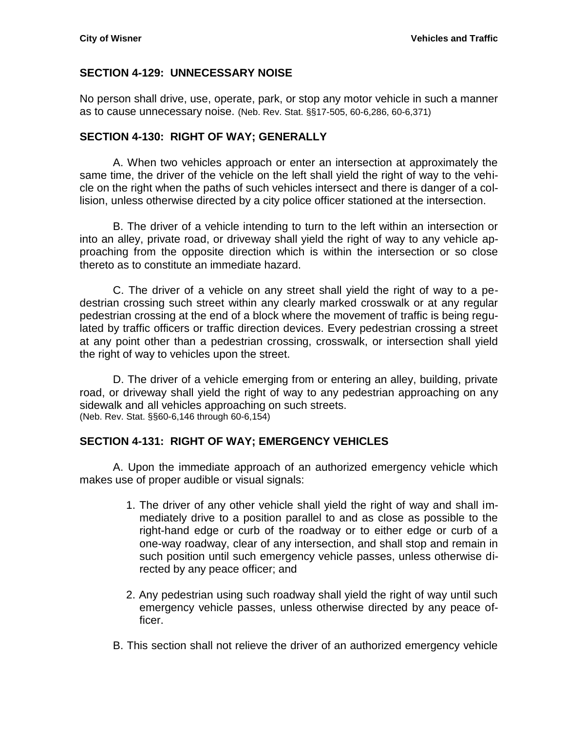## SECTION 4-129: UNNECESSARY NOISE

No person shall drive, use, operate, park, or stop any motor vehicle in such a manner as to cause unnecessary noise. (Neb. Rev. Stat. §§17-505, 60-6,286, 60-6,371)

## SECTION 4-130: RIGHT OF WAY; GENERALLY

A. When two vehicles approach or enter an intersection at approximately the same time, the driver of the vehicle on the left shall yield the right of way to the vehicle on the right when the paths of such vehicles intersect and there is danger of a collision, unless otherwise directed by a city police officer stationed at the intersection.

B. The driver of a vehicle intending to turn to the left within an intersection or into an alley, private road, or driveway shall yield the right of way to any vehicle approaching from the opposite direction which is within the intersection or so close thereto as to constitute an immediate hazard.

C. The driver of a vehicle on any street shall yield the right of way to a pedestrian crossing such street within any clearly marked crosswalk or at any regular pedestrian crossing at the end of a block where the movement of traffic is being regulated by traffic officers or traffic direction devices. Every pedestrian crossing a street at any point other than a pedestrian crossing, crosswalk, or intersection shall yield the right of way to vehicles upon the street.

D. The driver of a vehicle emerging from or entering an alley, building, private road, or driveway shall yield the right of way to any pedestrian approaching on any sidewalk and all vehicles approaching on such streets.
(Neb. Rev. Stat. §§60-6,146 through 60-6,154)

## SECTION 4-131: RIGHT OF WAY; EMERGENCY VEHICLES

A. Upon the immediate approach of an authorized emergency vehicle which makes use of proper audible or visual signals:

1. The driver of any other vehicle shall yield the right of way and shall immediately drive to a position parallel to and as close as possible to the right-hand edge or curb of the roadway or to either edge or curb of a one-way roadway, clear of any intersection, and shall stop and remain in such position until such emergency vehicle passes, unless otherwise directed by any peace officer; and

2. Any pedestrian using such roadway shall yield the right of way until such emergency vehicle passes, unless otherwise directed by any peace officer.

B. This section shall not relieve the driver of an authorized emergency vehicle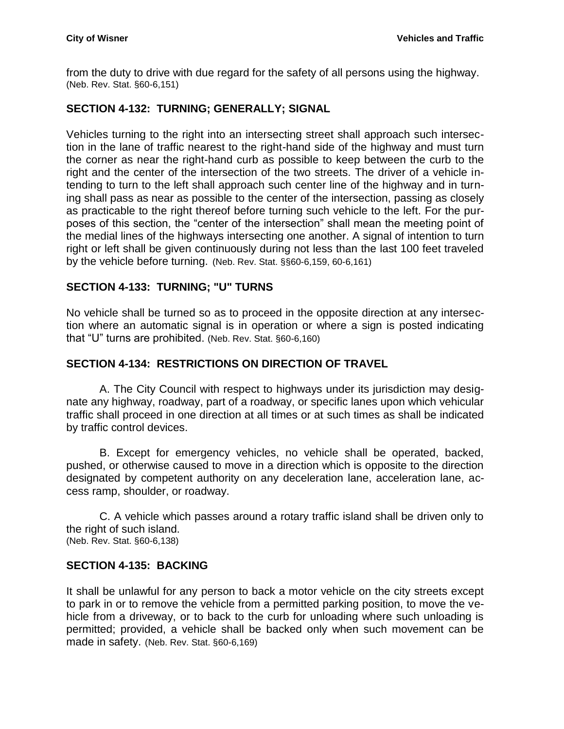from the duty to drive with due regard for the safety of all persons using the highway. (Neb. Rev. Stat. §60-6,151)

## SECTION 4-132: TURNING; GENERALLY; SIGNAL

Vehicles turning to the right into an intersecting street shall approach such intersection in the lane of traffic nearest to the right-hand side of the highway and must turn the corner as near the right-hand curb as possible to keep between the curb to the right and the center of the intersection of the two streets. The driver of a vehicle intending to turn to the left shall approach such center line of the highway and in turning shall pass as near as possible to the center of the intersection, passing as closely as practicable to the right thereof before turning such vehicle to the left. For the purposes of this section, the "center of the intersection" shall mean the meeting point of the medial lines of the highways intersecting one another. A signal of intention to turn right or left shall be given continuously during not less than the last 100 feet traveled by the vehicle before turning. (Neb. Rev. Stat. §§60-6,159, 60-6,161)

## SECTION 4-133: TURNING; "U" TURNS

No vehicle shall be turned so as to proceed in the opposite direction at any intersection where an automatic signal is in operation or where a sign is posted indicating that "U" turns are prohibited. (Neb. Rev. Stat. §60-6,160)

## SECTION 4-134: RESTRICTIONS ON DIRECTION OF TRAVEL

A. The City Council with respect to highways under its jurisdiction may designate any highway, roadway, part of a roadway, or specific lanes upon which vehicular traffic shall proceed in one direction at all times or at such times as shall be indicated by traffic control devices.

B. Except for emergency vehicles, no vehicle shall be operated, backed, pushed, or otherwise caused to move in a direction which is opposite to the direction designated by competent authority on any deceleration lane, acceleration lane, access ramp, shoulder, or roadway.

C. A vehicle which passes around a rotary traffic island shall be driven only to the right of such island.
(Neb. Rev. Stat. §60-6,138)

## SECTION 4-135: BACKING

It shall be unlawful for any person to back a motor vehicle on the city streets except to park in or to remove the vehicle from a permitted parking position, to move the vehicle from a driveway, or to back to the curb for unloading where such unloading is permitted; provided, a vehicle shall be backed only when such movement can be made in safety. (Neb. Rev. Stat. §60-6,169)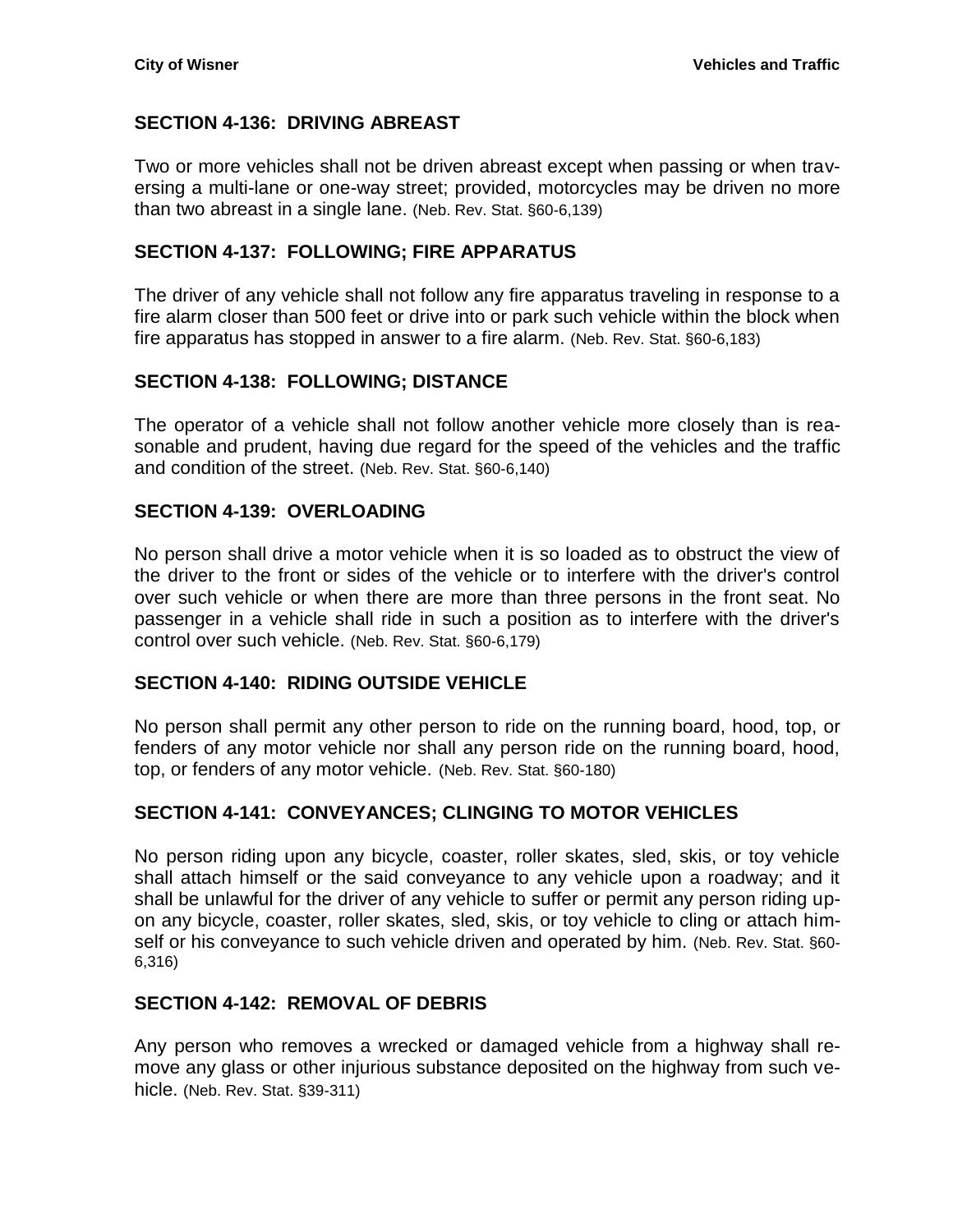## SECTION 4-136: DRIVING ABREAST

Two or more vehicles shall not be driven abreast except when passing or when traversing a multi-lane or one-way street; provided, motorcycles may be driven no more than two abreast in a single lane. (Neb. Rev. Stat. §60-6,139)

## SECTION 4-137: FOLLOWING; FIRE APPARATUS

The driver of any vehicle shall not follow any fire apparatus traveling in response to a fire alarm closer than 500 feet or drive into or park such vehicle within the block when fire apparatus has stopped in answer to a fire alarm. (Neb. Rev. Stat. §60-6,183)

## SECTION 4-138: FOLLOWING; DISTANCE

The operator of a vehicle shall not follow another vehicle more closely than is reasonable and prudent, having due regard for the speed of the vehicles and the traffic and condition of the street. (Neb. Rev. Stat. §60-6,140)

## SECTION 4-139: OVERLOADING

No person shall drive a motor vehicle when it is so loaded as to obstruct the view of the driver to the front or sides of the vehicle or to interfere with the driver's control over such vehicle or when there are more than three persons in the front seat. No passenger in a vehicle shall ride in such a position as to interfere with the driver's control over such vehicle. (Neb. Rev. Stat. §60-6,179)

## SECTION 4-140: RIDING OUTSIDE VEHICLE

No person shall permit any other person to ride on the running board, hood, top, or fenders of any motor vehicle nor shall any person ride on the running board, hood, top, or fenders of any motor vehicle. (Neb. Rev. Stat. §60-180)

## SECTION 4-141: CONVEYANCES; CLINGING TO MOTOR VEHICLES

No person riding upon any bicycle, coaster, roller skates, sled, skis, or toy vehicle shall attach himself or the said conveyance to any vehicle upon a roadway; and it shall be unlawful for the driver of any vehicle to suffer or permit any person riding upon any bicycle, coaster, roller skates, sled, skis, or toy vehicle to cling or attach himself or his conveyance to such vehicle driven and operated by him. (Neb. Rev. Stat. §60-6,316)

## SECTION 4-142: REMOVAL OF DEBRIS

Any person who removes a wrecked or damaged vehicle from a highway shall remove any glass or other injurious substance deposited on the highway from such vehicle. (Neb. Rev. Stat. §39-311)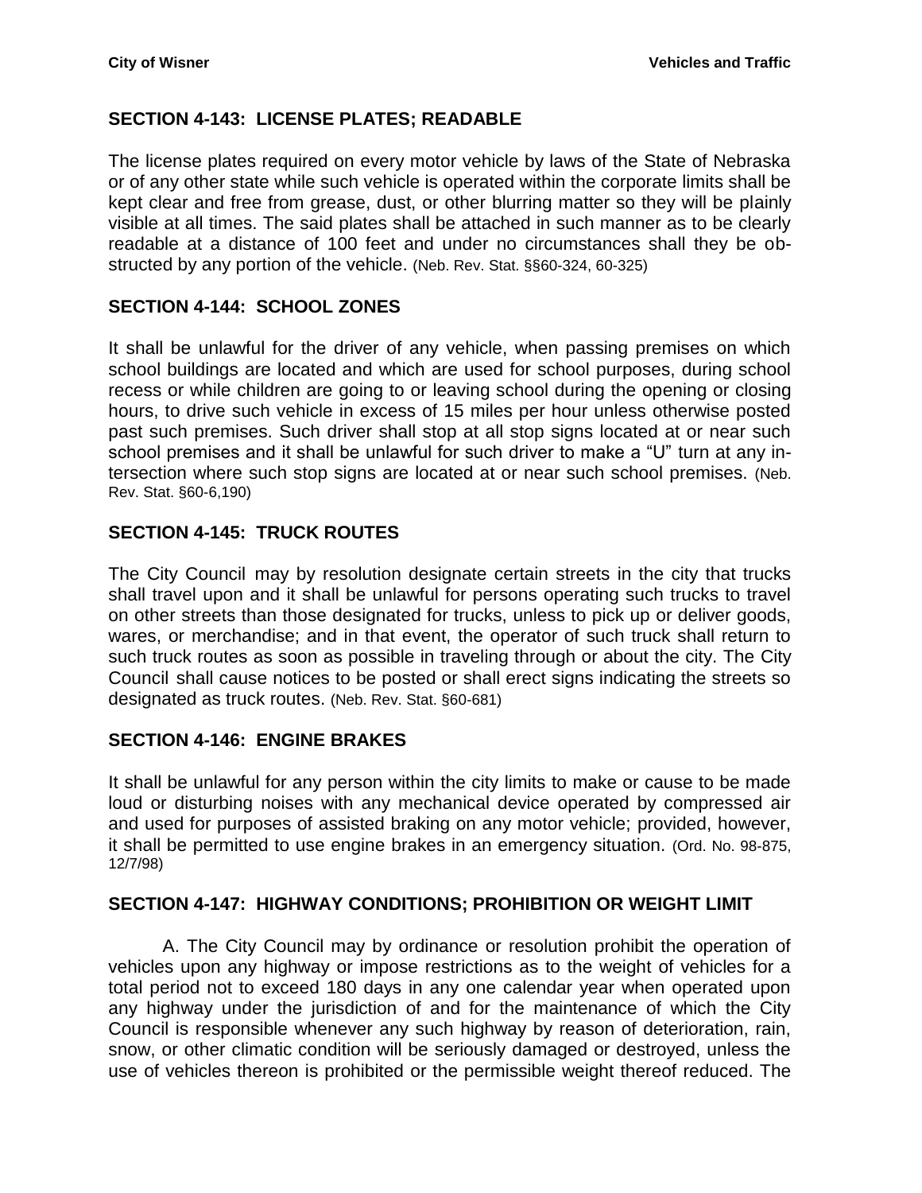## SECTION 4-143: LICENSE PLATES; READABLE

The license plates required on every motor vehicle by laws of the State of Nebraska or of any other state while such vehicle is operated within the corporate limits shall be kept clear and free from grease, dust, or other blurring matter so they will be plainly visible at all times. The said plates shall be attached in such manner as to be clearly readable at a distance of 100 feet and under no circumstances shall they be obstructed by any portion of the vehicle. (Neb. Rev. Stat. §§60-324, 60-325)

## SECTION 4-144: SCHOOL ZONES

It shall be unlawful for the driver of any vehicle, when passing premises on which school buildings are located and which are used for school purposes, during school recess or while children are going to or leaving school during the opening or closing hours, to drive such vehicle in excess of 15 miles per hour unless otherwise posted past such premises. Such driver shall stop at all stop signs located at or near such school premises and it shall be unlawful for such driver to make a "U" turn at any intersection where such stop signs are located at or near such school premises. (Neb. Rev. Stat. §60-6,190)

## SECTION 4-145: TRUCK ROUTES

The City Council may by resolution designate certain streets in the city that trucks shall travel upon and it shall be unlawful for persons operating such trucks to travel on other streets than those designated for trucks, unless to pick up or deliver goods, wares, or merchandise; and in that event, the operator of such truck shall return to such truck routes as soon as possible in traveling through or about the city. The City Council shall cause notices to be posted or shall erect signs indicating the streets so designated as truck routes. (Neb. Rev. Stat. §60-681)

## SECTION 4-146: ENGINE BRAKES

It shall be unlawful for any person within the city limits to make or cause to be made loud or disturbing noises with any mechanical device operated by compressed air and used for purposes of assisted braking on any motor vehicle; provided, however, it shall be permitted to use engine brakes in an emergency situation. (Ord. No. 98-875, 12/7/98)

## SECTION 4-147: HIGHWAY CONDITIONS; PROHIBITION OR WEIGHT LIMIT

A. The City Council may by ordinance or resolution prohibit the operation of vehicles upon any highway or impose restrictions as to the weight of vehicles for a total period not to exceed 180 days in any one calendar year when operated upon any highway under the jurisdiction of and for the maintenance of which the City Council is responsible whenever any such highway by reason of deterioration, rain, snow, or other climatic condition will be seriously damaged or destroyed, unless the use of vehicles thereon is prohibited or the permissible weight thereof reduced. The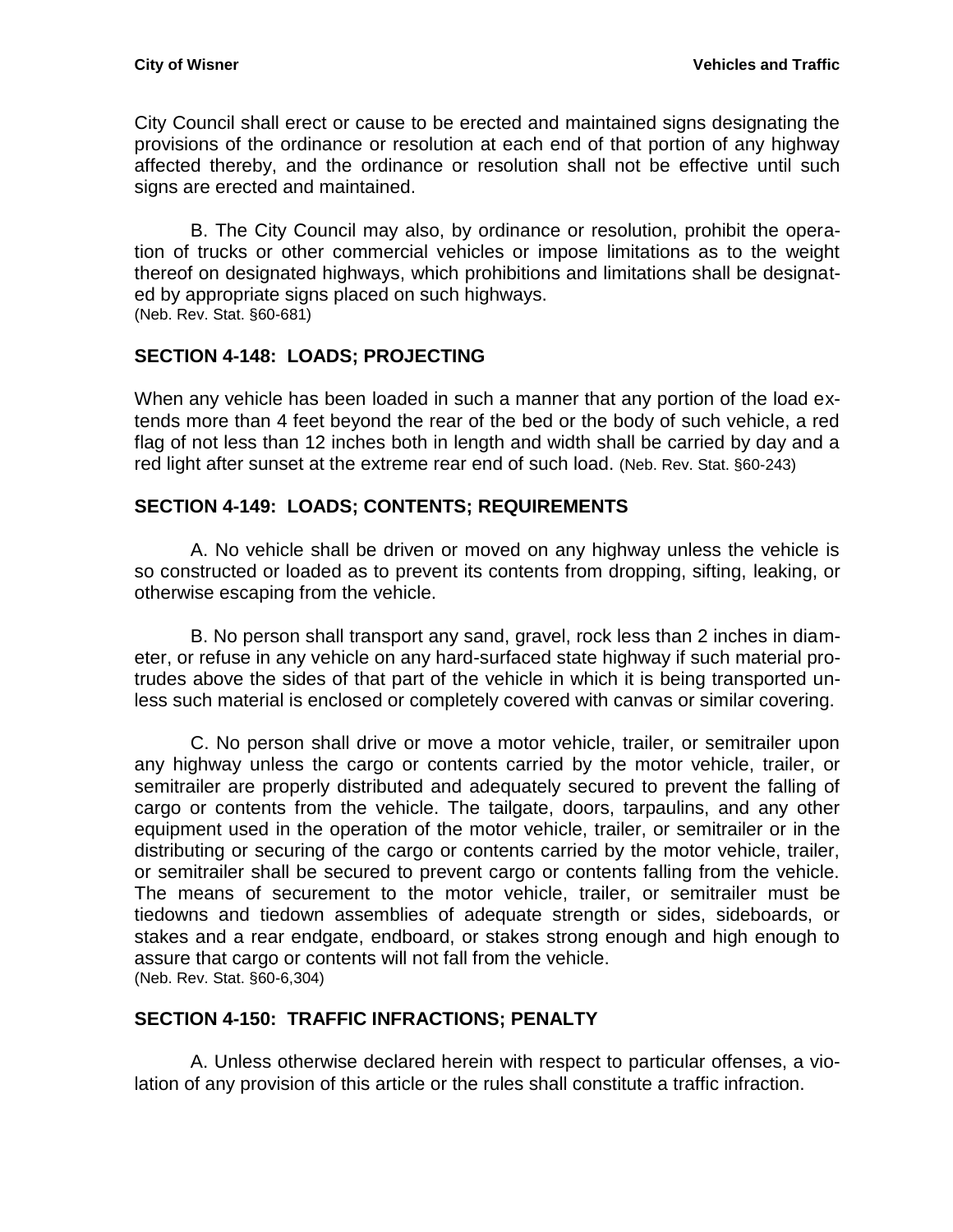City Council shall erect or cause to be erected and maintained signs designating the provisions of the ordinance or resolution at each end of that portion of any highway affected thereby, and the ordinance or resolution shall not be effective until such signs are erected and maintained.

B. The City Council may also, by ordinance or resolution, prohibit the operation of trucks or other commercial vehicles or impose limitations as to the weight thereof on designated highways, which prohibitions and limitations shall be designated by appropriate signs placed on such highways.
(Neb. Rev. Stat. §60-681)

## SECTION 4-148: LOADS; PROJECTING

When any vehicle has been loaded in such a manner that any portion of the load extends more than 4 feet beyond the rear of the bed or the body of such vehicle, a red flag of not less than 12 inches both in length and width shall be carried by day and a red light after sunset at the extreme rear end of such load. (Neb. Rev. Stat. §60-243)

## SECTION 4-149: LOADS; CONTENTS; REQUIREMENTS

A. No vehicle shall be driven or moved on any highway unless the vehicle is so constructed or loaded as to prevent its contents from dropping, sifting, leaking, or otherwise escaping from the vehicle.

B. No person shall transport any sand, gravel, rock less than 2 inches in diameter, or refuse in any vehicle on any hard-surfaced state highway if such material protrudes above the sides of that part of the vehicle in which it is being transported unless such material is enclosed or completely covered with canvas or similar covering.

C. No person shall drive or move a motor vehicle, trailer, or semitrailer upon any highway unless the cargo or contents carried by the motor vehicle, trailer, or semitrailer are properly distributed and adequately secured to prevent the falling of cargo or contents from the vehicle. The tailgate, doors, tarpaulins, and any other equipment used in the operation of the motor vehicle, trailer, or semitrailer or in the distributing or securing of the cargo or contents carried by the motor vehicle, trailer, or semitrailer shall be secured to prevent cargo or contents falling from the vehicle. The means of securement to the motor vehicle, trailer, or semitrailer must be tiedowns and tiedown assemblies of adequate strength or sides, sideboards, or stakes and a rear endgate, endboard, or stakes strong enough and high enough to assure that cargo or contents will not fall from the vehicle.
(Neb. Rev. Stat. §60-6,304)

## SECTION 4-150: TRAFFIC INFRACTIONS; PENALTY

A. Unless otherwise declared herein with respect to particular offenses, a violation of any provision of this article or the rules shall constitute a traffic infraction.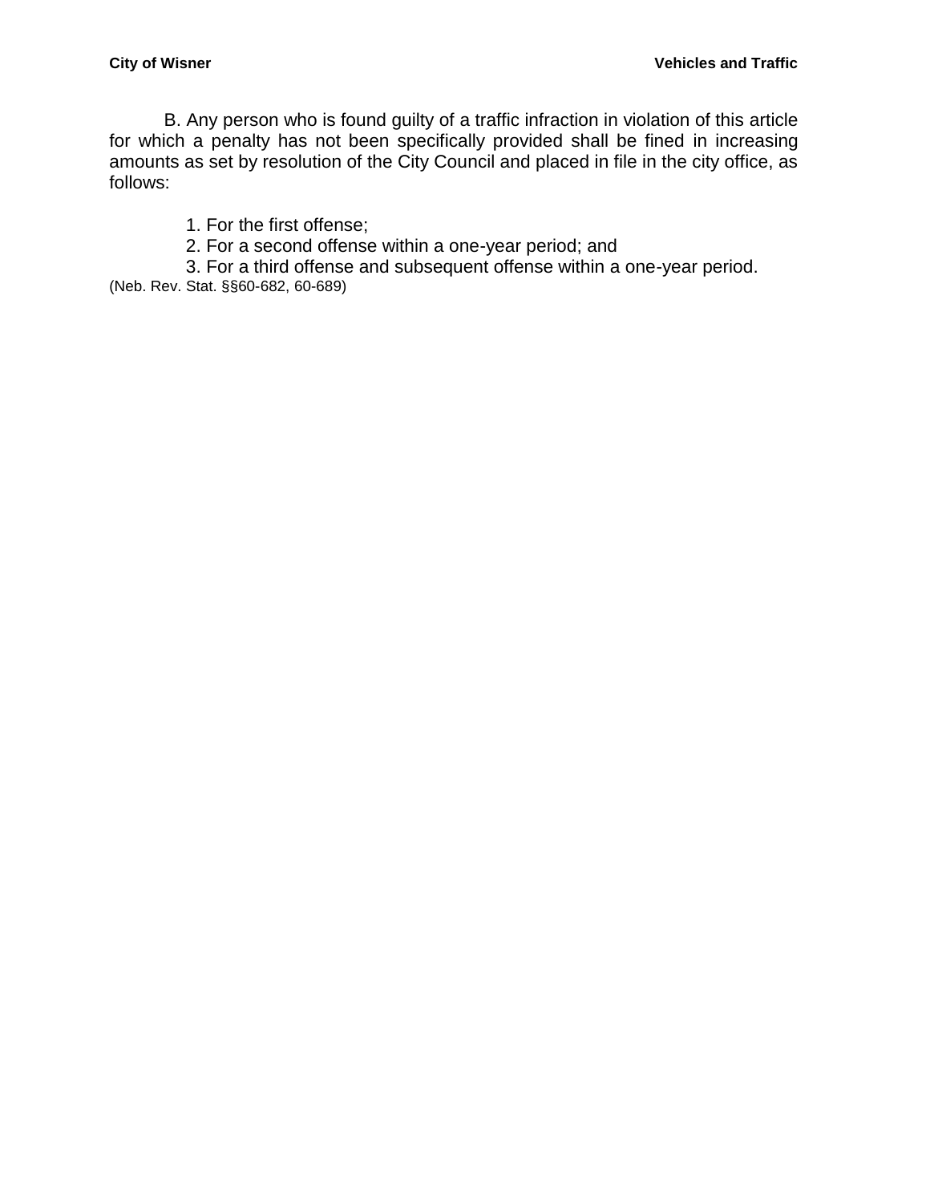B. Any person who is found guilty of a traffic infraction in violation of this article for which a penalty has not been specifically provided shall be fined in increasing amounts as set by resolution of the City Council and placed in file in the city office, as follows:

1. For the first offense;
2. For a second offense within a one-year period; and
3. For a third offense and subsequent offense within a one-year period.

(Neb. Rev. Stat. §§60-682, 60-689)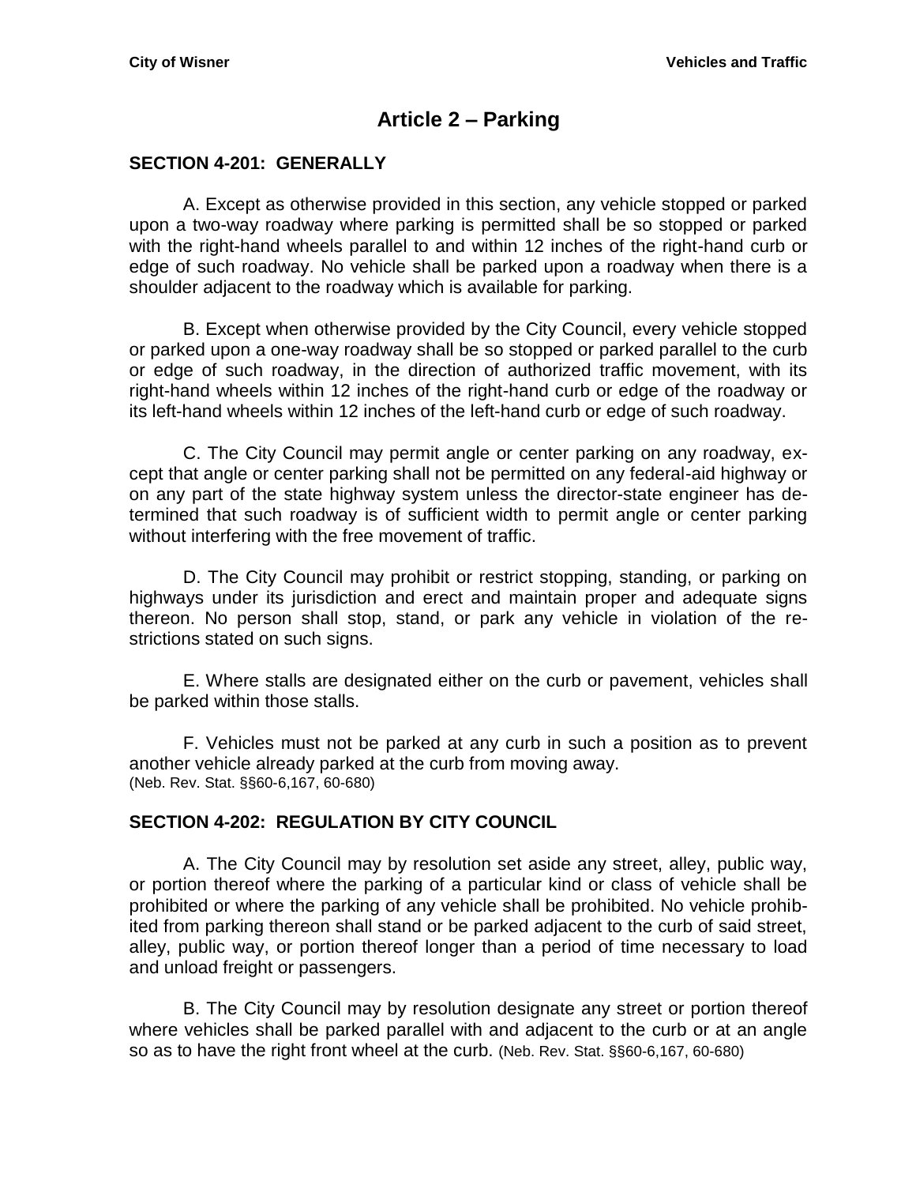# Article 2 – Parking

## SECTION 4-201: GENERALLY

A. Except as otherwise provided in this section, any vehicle stopped or parked upon a two-way roadway where parking is permitted shall be so stopped or parked with the right-hand wheels parallel to and within 12 inches of the right-hand curb or edge of such roadway. No vehicle shall be parked upon a roadway when there is a shoulder adjacent to the roadway which is available for parking.

B. Except when otherwise provided by the City Council, every vehicle stopped or parked upon a one-way roadway shall be so stopped or parked parallel to the curb or edge of such roadway, in the direction of authorized traffic movement, with its right-hand wheels within 12 inches of the right-hand curb or edge of the roadway or its left-hand wheels within 12 inches of the left-hand curb or edge of such roadway.

C. The City Council may permit angle or center parking on any roadway, except that angle or center parking shall not be permitted on any federal-aid highway or on any part of the state highway system unless the director-state engineer has determined that such roadway is of sufficient width to permit angle or center parking without interfering with the free movement of traffic.

D. The City Council may prohibit or restrict stopping, standing, or parking on highways under its jurisdiction and erect and maintain proper and adequate signs thereon. No person shall stop, stand, or park any vehicle in violation of the restrictions stated on such signs.

E. Where stalls are designated either on the curb or pavement, vehicles shall be parked within those stalls.

F. Vehicles must not be parked at any curb in such a position as to prevent another vehicle already parked at the curb from moving away.
(Neb. Rev. Stat. §§60-6,167, 60-680)

## SECTION 4-202: REGULATION BY CITY COUNCIL

A. The City Council may by resolution set aside any street, alley, public way, or portion thereof where the parking of a particular kind or class of vehicle shall be prohibited or where the parking of any vehicle shall be prohibited. No vehicle prohibited from parking thereon shall stand or be parked adjacent to the curb of said street, alley, public way, or portion thereof longer than a period of time necessary to load and unload freight or passengers.

B. The City Council may by resolution designate any street or portion thereof where vehicles shall be parked parallel with and adjacent to the curb or at an angle so as to have the right front wheel at the curb. (Neb. Rev. Stat. §§60-6,167, 60-680)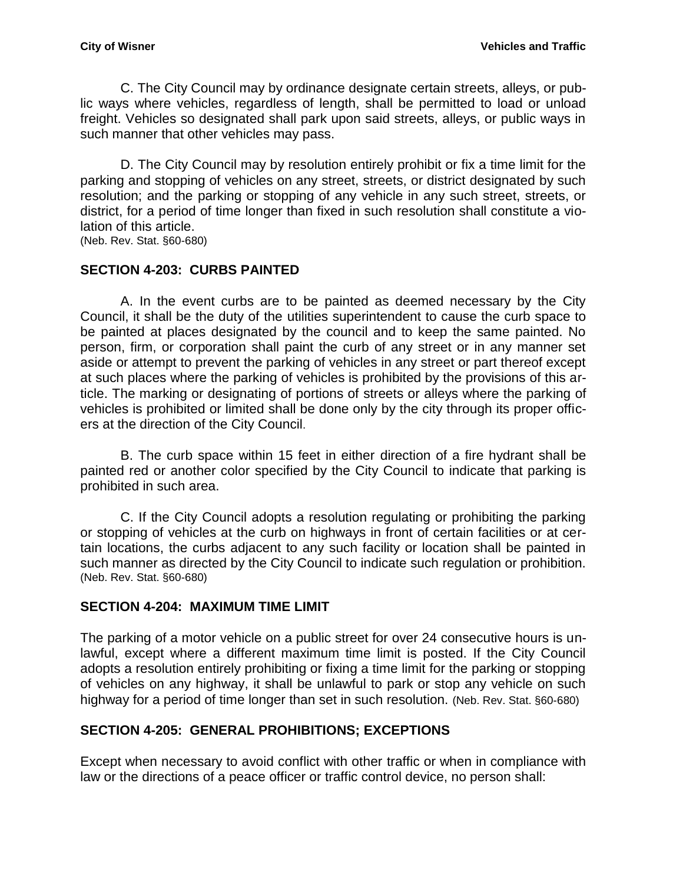C. The City Council may by ordinance designate certain streets, alleys, or public ways where vehicles, regardless of length, shall be permitted to load or unload freight. Vehicles so designated shall park upon said streets, alleys, or public ways in such manner that other vehicles may pass.

D. The City Council may by resolution entirely prohibit or fix a time limit for the parking and stopping of vehicles on any street, streets, or district designated by such resolution; and the parking or stopping of any vehicle in any such street, streets, or district, for a period of time longer than fixed in such resolution shall constitute a violation of this article.
(Neb. Rev. Stat. §60-680)

## SECTION 4-203: CURBS PAINTED

A. In the event curbs are to be painted as deemed necessary by the City Council, it shall be the duty of the utilities superintendent to cause the curb space to be painted at places designated by the council and to keep the same painted. No person, firm, or corporation shall paint the curb of any street or in any manner set aside or attempt to prevent the parking of vehicles in any street or part thereof except at such places where the parking of vehicles is prohibited by the provisions of this article. The marking or designating of portions of streets or alleys where the parking of vehicles is prohibited or limited shall be done only by the city through its proper officers at the direction of the City Council.

B. The curb space within 15 feet in either direction of a fire hydrant shall be painted red or another color specified by the City Council to indicate that parking is prohibited in such area.

C. If the City Council adopts a resolution regulating or prohibiting the parking or stopping of vehicles at the curb on highways in front of certain facilities or at certain locations, the curbs adjacent to any such facility or location shall be painted in such manner as directed by the City Council to indicate such regulation or prohibition.
(Neb. Rev. Stat. §60-680)

## SECTION 4-204: MAXIMUM TIME LIMIT

The parking of a motor vehicle on a public street for over 24 consecutive hours is unlawful, except where a different maximum time limit is posted. If the City Council adopts a resolution entirely prohibiting or fixing a time limit for the parking or stopping of vehicles on any highway, it shall be unlawful to park or stop any vehicle on such highway for a period of time longer than set in such resolution. (Neb. Rev. Stat. §60-680)

## SECTION 4-205: GENERAL PROHIBITIONS; EXCEPTIONS

Except when necessary to avoid conflict with other traffic or when in compliance with law or the directions of a peace officer or traffic control device, no person shall: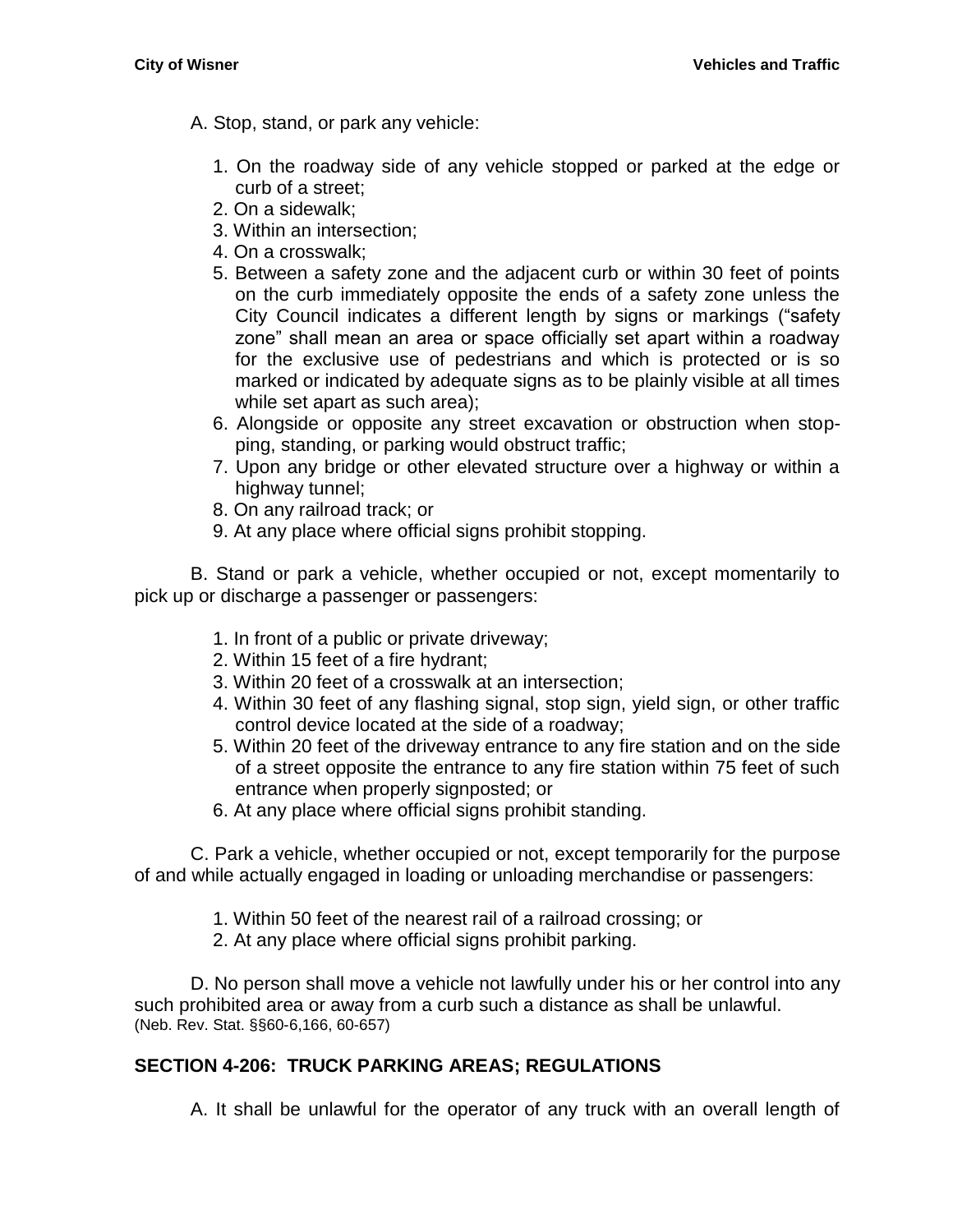A. Stop, stand, or park any vehicle:

1. On the roadway side of any vehicle stopped or parked at the edge or curb of a street;
2. On a sidewalk;
3. Within an intersection;
4. On a crosswalk;
5. Between a safety zone and the adjacent curb or within 30 feet of points on the curb immediately opposite the ends of a safety zone unless the City Council indicates a different length by signs or markings ("safety zone" shall mean an area or space officially set apart within a roadway for the exclusive use of pedestrians and which is protected or is so marked or indicated by adequate signs as to be plainly visible at all times while set apart as such area);
6. Alongside or opposite any street excavation or obstruction when stopping, standing, or parking would obstruct traffic;
7. Upon any bridge or other elevated structure over a highway or within a highway tunnel;
8. On any railroad track; or
9. At any place where official signs prohibit stopping.

B. Stand or park a vehicle, whether occupied or not, except momentarily to pick up or discharge a passenger or passengers:

1. In front of a public or private driveway;
2. Within 15 feet of a fire hydrant;
3. Within 20 feet of a crosswalk at an intersection;
4. Within 30 feet of any flashing signal, stop sign, yield sign, or other traffic control device located at the side of a roadway;
5. Within 20 feet of the driveway entrance to any fire station and on the side of a street opposite the entrance to any fire station within 75 feet of such entrance when properly signposted; or
6. At any place where official signs prohibit standing.

C. Park a vehicle, whether occupied or not, except temporarily for the purpose of and while actually engaged in loading or unloading merchandise or passengers:

1. Within 50 feet of the nearest rail of a railroad crossing; or
2. At any place where official signs prohibit parking.

D. No person shall move a vehicle not lawfully under his or her control into any such prohibited area or away from a curb such a distance as shall be unlawful.
(Neb. Rev. Stat. §§60-6,166, 60-657)

## SECTION 4-206: TRUCK PARKING AREAS; REGULATIONS

A. It shall be unlawful for the operator of any truck with an overall length of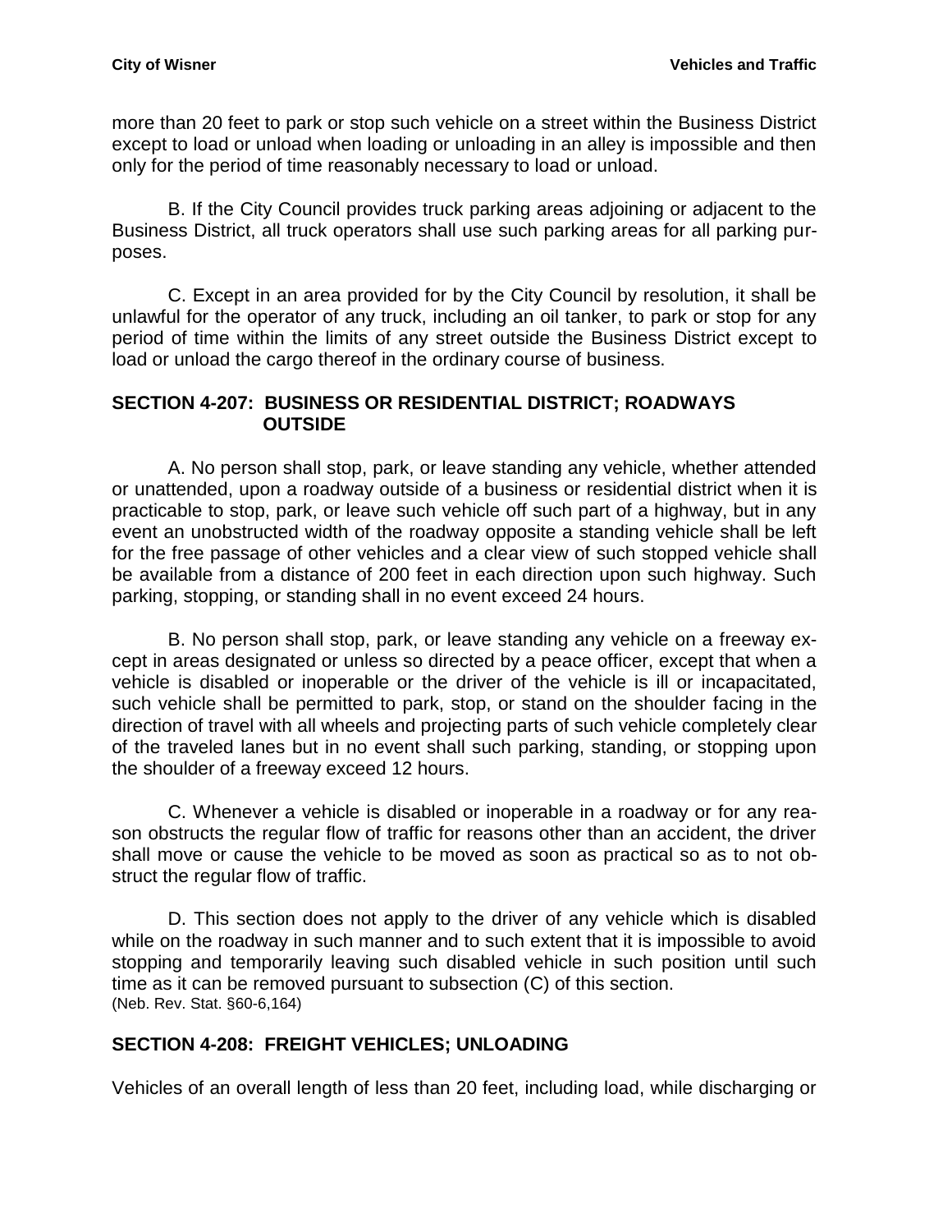more than 20 feet to park or stop such vehicle on a street within the Business District except to load or unload when loading or unloading in an alley is impossible and then only for the period of time reasonably necessary to load or unload.

B. If the City Council provides truck parking areas adjoining or adjacent to the Business District, all truck operators shall use such parking areas for all parking purposes.

C. Except in an area provided for by the City Council by resolution, it shall be unlawful for the operator of any truck, including an oil tanker, to park or stop for any period of time within the limits of any street outside the Business District except to load or unload the cargo thereof in the ordinary course of business.

## SECTION 4-207: BUSINESS OR RESIDENTIAL DISTRICT; ROADWAYS OUTSIDE

A. No person shall stop, park, or leave standing any vehicle, whether attended or unattended, upon a roadway outside of a business or residential district when it is practicable to stop, park, or leave such vehicle off such part of a highway, but in any event an unobstructed width of the roadway opposite a standing vehicle shall be left for the free passage of other vehicles and a clear view of such stopped vehicle shall be available from a distance of 200 feet in each direction upon such highway. Such parking, stopping, or standing shall in no event exceed 24 hours.

B. No person shall stop, park, or leave standing any vehicle on a freeway except in areas designated or unless so directed by a peace officer, except that when a vehicle is disabled or inoperable or the driver of the vehicle is ill or incapacitated, such vehicle shall be permitted to park, stop, or stand on the shoulder facing in the direction of travel with all wheels and projecting parts of such vehicle completely clear of the traveled lanes but in no event shall such parking, standing, or stopping upon the shoulder of a freeway exceed 12 hours.

C. Whenever a vehicle is disabled or inoperable in a roadway or for any reason obstructs the regular flow of traffic for reasons other than an accident, the driver shall move or cause the vehicle to be moved as soon as practical so as to not obstruct the regular flow of traffic.

D. This section does not apply to the driver of any vehicle which is disabled while on the roadway in such manner and to such extent that it is impossible to avoid stopping and temporarily leaving such disabled vehicle in such position until such time as it can be removed pursuant to subsection (C) of this section.
(Neb. Rev. Stat. §60-6,164)

## SECTION 4-208: FREIGHT VEHICLES; UNLOADING

Vehicles of an overall length of less than 20 feet, including load, while discharging or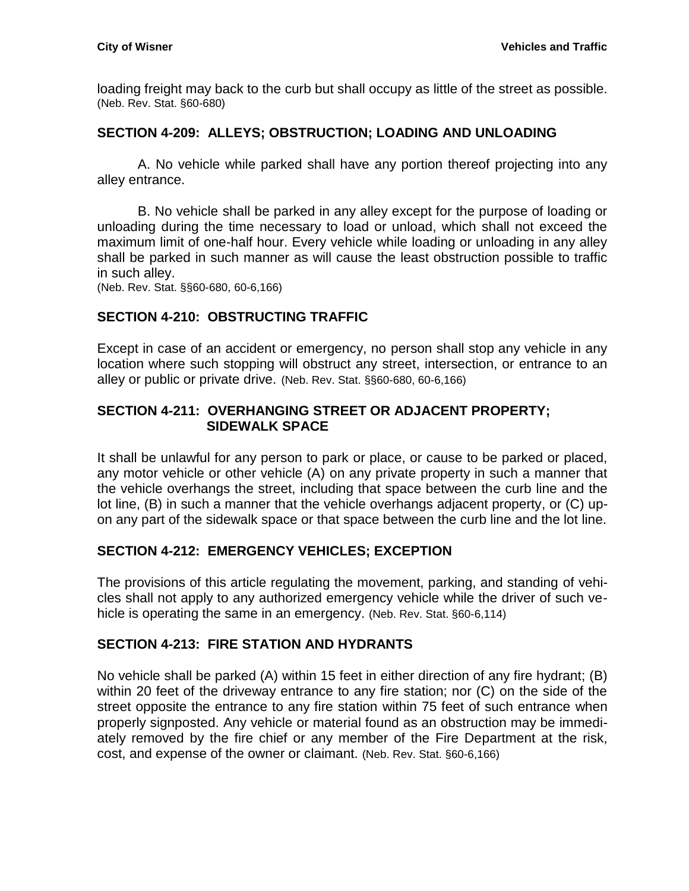loading freight may back to the curb but shall occupy as little of the street as possible. (Neb. Rev. Stat. §60-680)

## SECTION 4-209: ALLEYS; OBSTRUCTION; LOADING AND UNLOADING

A. No vehicle while parked shall have any portion thereof projecting into any alley entrance.

B. No vehicle shall be parked in any alley except for the purpose of loading or unloading during the time necessary to load or unload, which shall not exceed the maximum limit of one-half hour. Every vehicle while loading or unloading in any alley shall be parked in such manner as will cause the least obstruction possible to traffic in such alley.
(Neb. Rev. Stat. §§60-680, 60-6,166)

## SECTION 4-210: OBSTRUCTING TRAFFIC

Except in case of an accident or emergency, no person shall stop any vehicle in any location where such stopping will obstruct any street, intersection, or entrance to an alley or public or private drive. (Neb. Rev. Stat. §§60-680, 60-6,166)

## SECTION 4-211: OVERHANGING STREET OR ADJACENT PROPERTY; SIDEWALK SPACE

It shall be unlawful for any person to park or place, or cause to be parked or placed, any motor vehicle or other vehicle (A) on any private property in such a manner that the vehicle overhangs the street, including that space between the curb line and the lot line, (B) in such a manner that the vehicle overhangs adjacent property, or (C) upon any part of the sidewalk space or that space between the curb line and the lot line.

## SECTION 4-212: EMERGENCY VEHICLES; EXCEPTION

The provisions of this article regulating the movement, parking, and standing of vehicles shall not apply to any authorized emergency vehicle while the driver of such vehicle is operating the same in an emergency. (Neb. Rev. Stat. §60-6,114)

## SECTION 4-213: FIRE STATION AND HYDRANTS

No vehicle shall be parked (A) within 15 feet in either direction of any fire hydrant; (B) within 20 feet of the driveway entrance to any fire station; nor (C) on the side of the street opposite the entrance to any fire station within 75 feet of such entrance when properly signposted. Any vehicle or material found as an obstruction may be immediately removed by the fire chief or any member of the Fire Department at the risk, cost, and expense of the owner or claimant. (Neb. Rev. Stat. §60-6,166)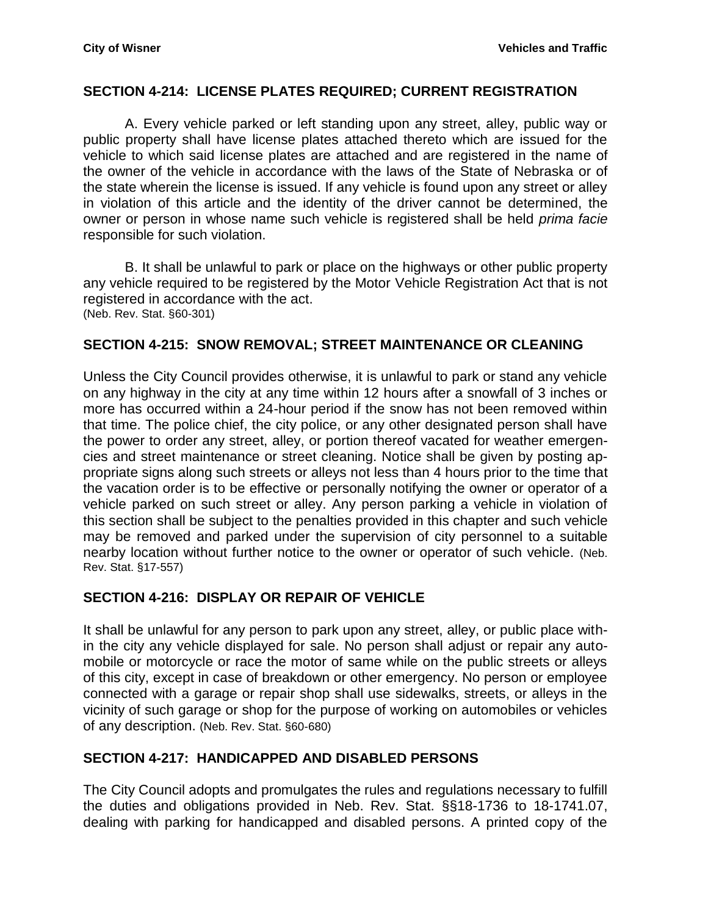## SECTION 4-214: LICENSE PLATES REQUIRED; CURRENT REGISTRATION

A. Every vehicle parked or left standing upon any street, alley, public way or public property shall have license plates attached thereto which are issued for the vehicle to which said license plates are attached and are registered in the name of the owner of the vehicle in accordance with the laws of the State of Nebraska or of the state wherein the license is issued. If any vehicle is found upon any street or alley in violation of this article and the identity of the driver cannot be determined, the owner or person in whose name such vehicle is registered shall be held *prima facie* responsible for such violation.

B. It shall be unlawful to park or place on the highways or other public property any vehicle required to be registered by the Motor Vehicle Registration Act that is not registered in accordance with the act.
(Neb. Rev. Stat. §60-301)

## SECTION 4-215: SNOW REMOVAL; STREET MAINTENANCE OR CLEANING

Unless the City Council provides otherwise, it is unlawful to park or stand any vehicle on any highway in the city at any time within 12 hours after a snowfall of 3 inches or more has occurred within a 24-hour period if the snow has not been removed within that time. The police chief, the city police, or any other designated person shall have the power to order any street, alley, or portion thereof vacated for weather emergencies and street maintenance or street cleaning. Notice shall be given by posting appropriate signs along such streets or alleys not less than 4 hours prior to the time that the vacation order is to be effective or personally notifying the owner or operator of a vehicle parked on such street or alley. Any person parking a vehicle in violation of this section shall be subject to the penalties provided in this chapter and such vehicle may be removed and parked under the supervision of city personnel to a suitable nearby location without further notice to the owner or operator of such vehicle. (Neb. Rev. Stat. §17-557)

## SECTION 4-216: DISPLAY OR REPAIR OF VEHICLE

It shall be unlawful for any person to park upon any street, alley, or public place within the city any vehicle displayed for sale. No person shall adjust or repair any automobile or motorcycle or race the motor of same while on the public streets or alleys of this city, except in case of breakdown or other emergency. No person or employee connected with a garage or repair shop shall use sidewalks, streets, or alleys in the vicinity of such garage or shop for the purpose of working on automobiles or vehicles of any description. (Neb. Rev. Stat. §60-680)

## SECTION 4-217: HANDICAPPED AND DISABLED PERSONS

The City Council adopts and promulgates the rules and regulations necessary to fulfill the duties and obligations provided in Neb. Rev. Stat. §§18-1736 to 18-1741.07, dealing with parking for handicapped and disabled persons. A printed copy of the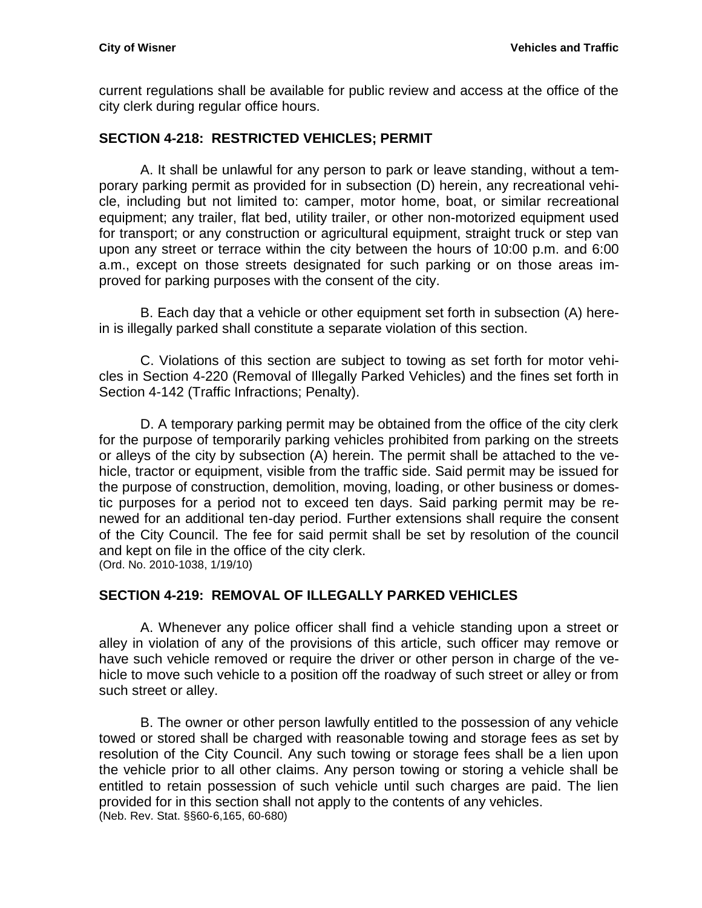current regulations shall be available for public review and access at the office of the city clerk during regular office hours.

## SECTION 4-218: RESTRICTED VEHICLES; PERMIT

A. It shall be unlawful for any person to park or leave standing, without a temporary parking permit as provided for in subsection (D) herein, any recreational vehicle, including but not limited to: camper, motor home, boat, or similar recreational equipment; any trailer, flat bed, utility trailer, or other non-motorized equipment used for transport; or any construction or agricultural equipment, straight truck or step van upon any street or terrace within the city between the hours of 10:00 p.m. and 6:00 a.m., except on those streets designated for such parking or on those areas improved for parking purposes with the consent of the city.

B. Each day that a vehicle or other equipment set forth in subsection (A) herein is illegally parked shall constitute a separate violation of this section.

C. Violations of this section are subject to towing as set forth for motor vehicles in Section 4-220 (Removal of Illegally Parked Vehicles) and the fines set forth in Section 4-142 (Traffic Infractions; Penalty).

D. A temporary parking permit may be obtained from the office of the city clerk for the purpose of temporarily parking vehicles prohibited from parking on the streets or alleys of the city by subsection (A) herein. The permit shall be attached to the vehicle, tractor or equipment, visible from the traffic side. Said permit may be issued for the purpose of construction, demolition, moving, loading, or other business or domestic purposes for a period not to exceed ten days. Said parking permit may be renewed for an additional ten-day period. Further extensions shall require the consent of the City Council. The fee for said permit shall be set by resolution of the council and kept on file in the office of the city clerk.
(Ord. No. 2010-1038, 1/19/10)

## SECTION 4-219: REMOVAL OF ILLEGALLY PARKED VEHICLES

A. Whenever any police officer shall find a vehicle standing upon a street or alley in violation of any of the provisions of this article, such officer may remove or have such vehicle removed or require the driver or other person in charge of the vehicle to move such vehicle to a position off the roadway of such street or alley or from such street or alley.

B. The owner or other person lawfully entitled to the possession of any vehicle towed or stored shall be charged with reasonable towing and storage fees as set by resolution of the City Council. Any such towing or storage fees shall be a lien upon the vehicle prior to all other claims. Any person towing or storing a vehicle shall be entitled to retain possession of such vehicle until such charges are paid. The lien provided for in this section shall not apply to the contents of any vehicles.
(Neb. Rev. Stat. §§60-6,165, 60-680)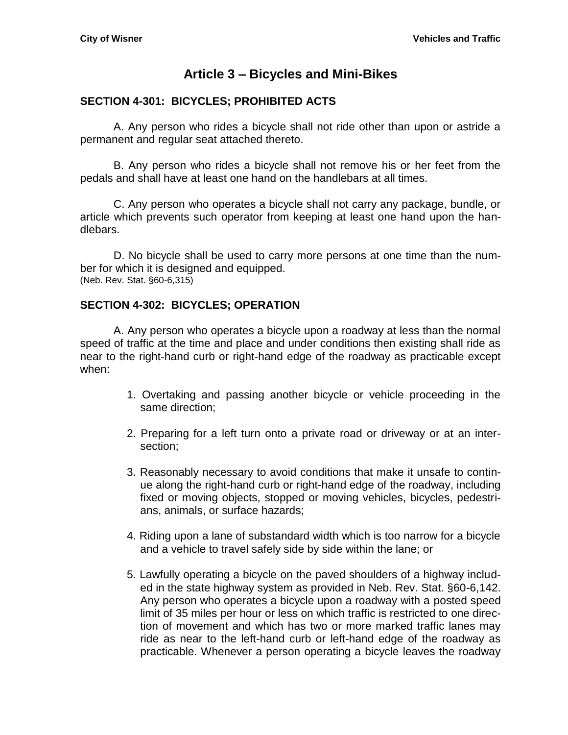# Article 3 – Bicycles and Mini-Bikes

## SECTION 4-301: BICYCLES; PROHIBITED ACTS

A. Any person who rides a bicycle shall not ride other than upon or astride a permanent and regular seat attached thereto.

B. Any person who rides a bicycle shall not remove his or her feet from the pedals and shall have at least one hand on the handlebars at all times.

C. Any person who operates a bicycle shall not carry any package, bundle, or article which prevents such operator from keeping at least one hand upon the handlebars.

D. No bicycle shall be used to carry more persons at one time than the number for which it is designed and equipped.
(Neb. Rev. Stat. §60-6,315)

## SECTION 4-302: BICYCLES; OPERATION

A. Any person who operates a bicycle upon a roadway at less than the normal speed of traffic at the time and place and under conditions then existing shall ride as near to the right-hand curb or right-hand edge of the roadway as practicable except when:

1. Overtaking and passing another bicycle or vehicle proceeding in the same direction;
2. Preparing for a left turn onto a private road or driveway or at an intersection;
3. Reasonably necessary to avoid conditions that make it unsafe to continue along the right-hand curb or right-hand edge of the roadway, including fixed or moving objects, stopped or moving vehicles, bicycles, pedestrians, animals, or surface hazards;
4. Riding upon a lane of substandard width which is too narrow for a bicycle and a vehicle to travel safely side by side within the lane; or
5. Lawfully operating a bicycle on the paved shoulders of a highway included in the state highway system as provided in Neb. Rev. Stat. §60-6,142. Any person who operates a bicycle upon a roadway with a posted speed limit of 35 miles per hour or less on which traffic is restricted to one direction of movement and which has two or more marked traffic lanes may ride as near to the left-hand curb or left-hand edge of the roadway as practicable. Whenever a person operating a bicycle leaves the roadway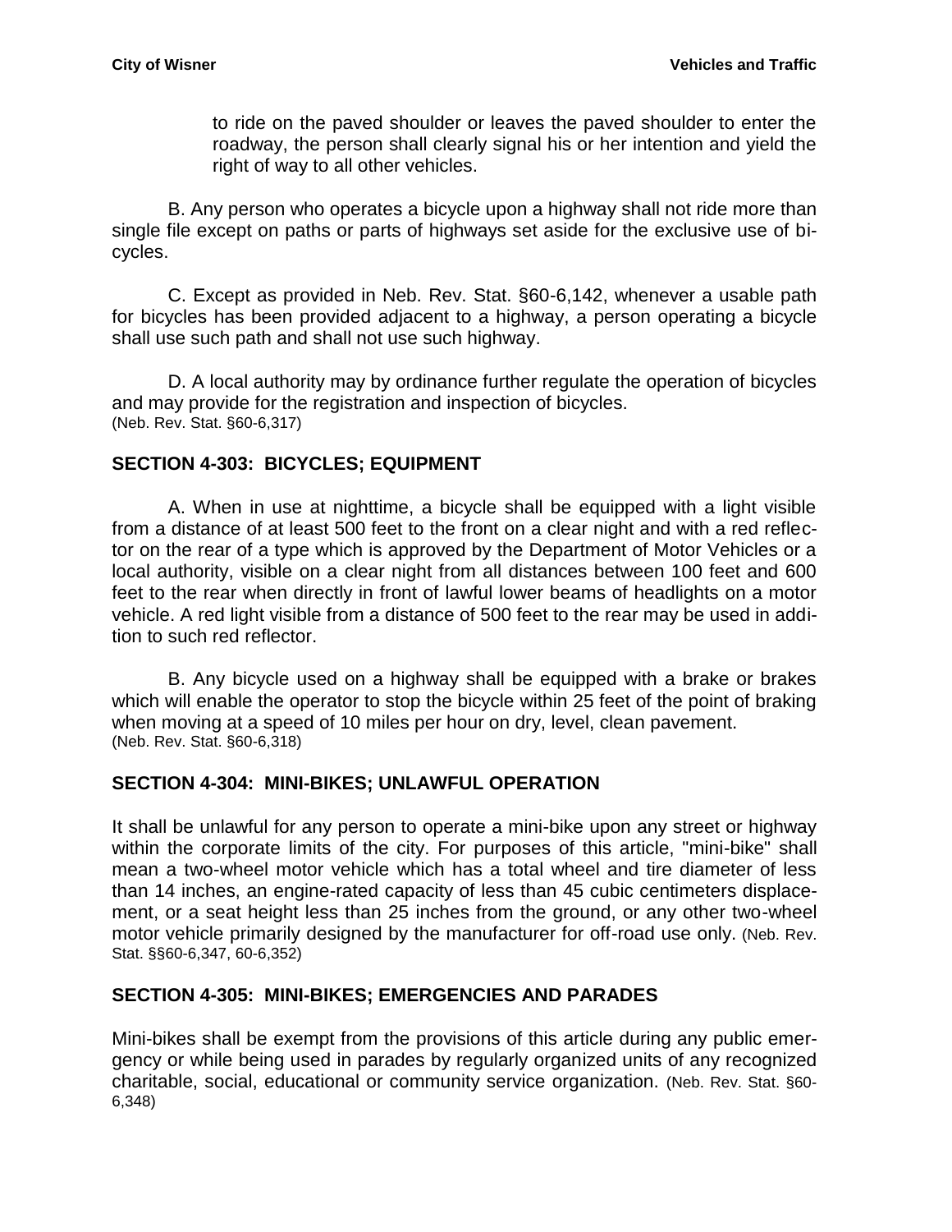to ride on the paved shoulder or leaves the paved shoulder to enter the roadway, the person shall clearly signal his or her intention and yield the right of way to all other vehicles.

B. Any person who operates a bicycle upon a highway shall not ride more than single file except on paths or parts of highways set aside for the exclusive use of bicycles.

C. Except as provided in Neb. Rev. Stat. §60-6,142, whenever a usable path for bicycles has been provided adjacent to a highway, a person operating a bicycle shall use such path and shall not use such highway.

D. A local authority may by ordinance further regulate the operation of bicycles and may provide for the registration and inspection of bicycles.
(Neb. Rev. Stat. §60-6,317)

## SECTION 4-303: BICYCLES; EQUIPMENT

A. When in use at nighttime, a bicycle shall be equipped with a light visible from a distance of at least 500 feet to the front on a clear night and with a red reflector on the rear of a type which is approved by the Department of Motor Vehicles or a local authority, visible on a clear night from all distances between 100 feet and 600 feet to the rear when directly in front of lawful lower beams of headlights on a motor vehicle. A red light visible from a distance of 500 feet to the rear may be used in addition to such red reflector.

B. Any bicycle used on a highway shall be equipped with a brake or brakes which will enable the operator to stop the bicycle within 25 feet of the point of braking when moving at a speed of 10 miles per hour on dry, level, clean pavement.
(Neb. Rev. Stat. §60-6,318)

## SECTION 4-304: MINI-BIKES; UNLAWFUL OPERATION

It shall be unlawful for any person to operate a mini-bike upon any street or highway within the corporate limits of the city. For purposes of this article, "mini-bike" shall mean a two-wheel motor vehicle which has a total wheel and tire diameter of less than 14 inches, an engine-rated capacity of less than 45 cubic centimeters displacement, or a seat height less than 25 inches from the ground, or any other two-wheel motor vehicle primarily designed by the manufacturer for off-road use only. (Neb. Rev. Stat. §§60-6,347, 60-6,352)

## SECTION 4-305: MINI-BIKES; EMERGENCIES AND PARADES

Mini-bikes shall be exempt from the provisions of this article during any public emergency or while being used in parades by regularly organized units of any recognized charitable, social, educational or community service organization. (Neb. Rev. Stat. §60-6,348)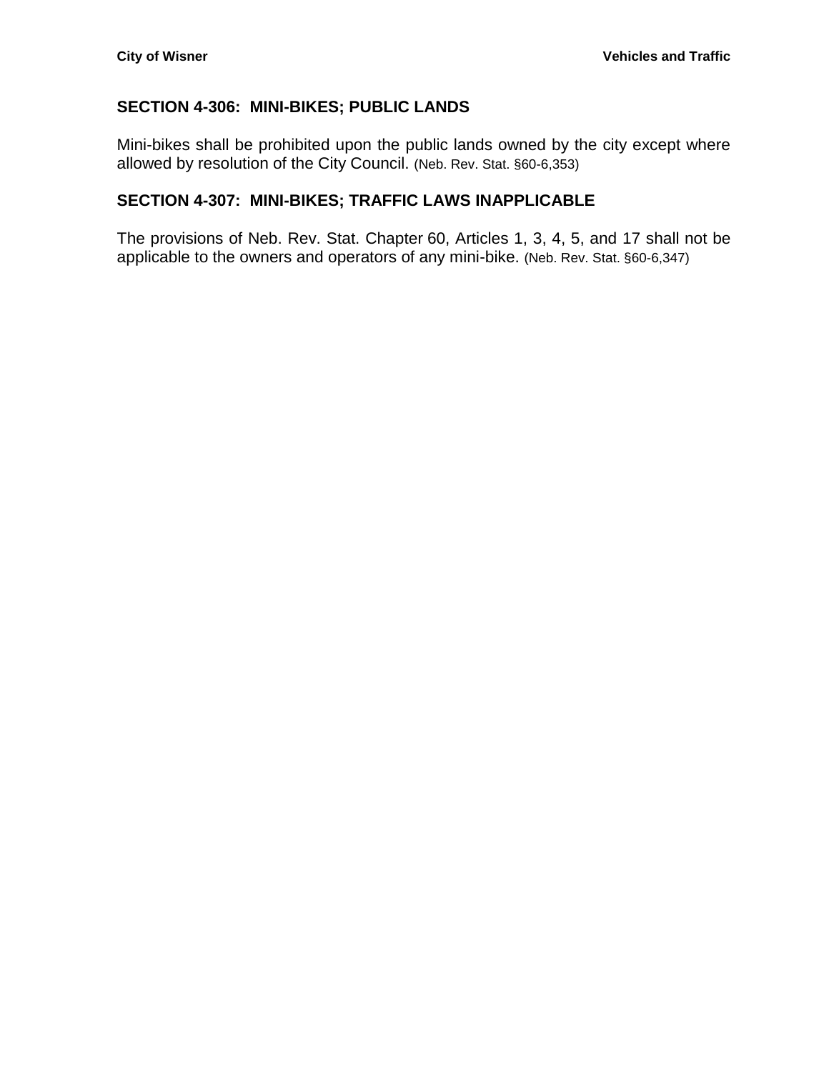## SECTION 4-306: MINI-BIKES; PUBLIC LANDS

Mini-bikes shall be prohibited upon the public lands owned by the city except where allowed by resolution of the City Council. (Neb. Rev. Stat. §60-6,353)

## SECTION 4-307: MINI-BIKES; TRAFFIC LAWS INAPPLICABLE

The provisions of Neb. Rev. Stat. Chapter 60, Articles 1, 3, 4, 5, and 17 shall not be applicable to the owners and operators of any mini-bike. (Neb. Rev. Stat. §60-6,347)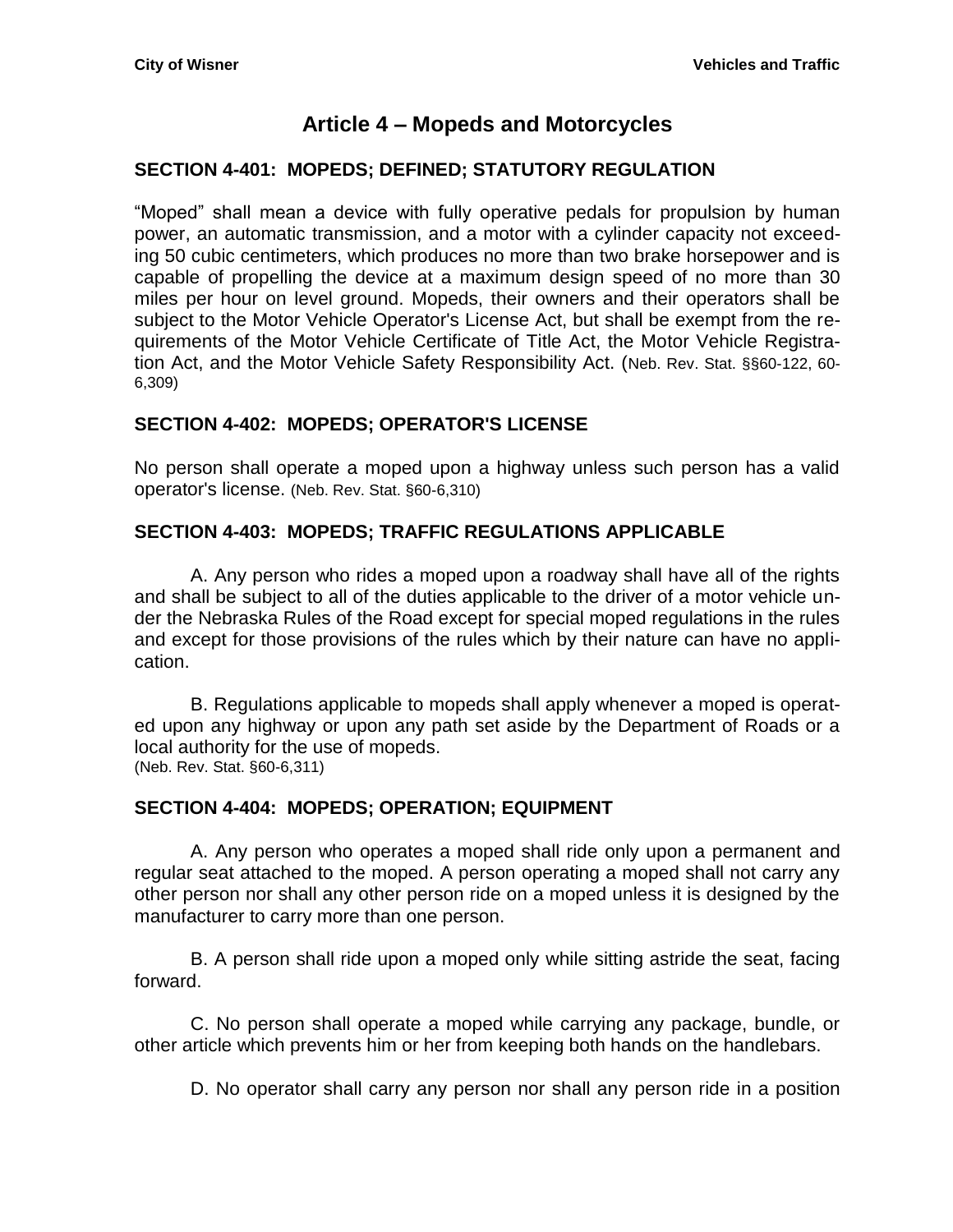# Article 4 – Mopeds and Motorcycles

### SECTION 4-401: MOPEDS; DEFINED; STATUTORY REGULATION

"Moped" shall mean a device with fully operative pedals for propulsion by human power, an automatic transmission, and a motor with a cylinder capacity not exceeding 50 cubic centimeters, which produces no more than two brake horsepower and is capable of propelling the device at a maximum design speed of no more than 30 miles per hour on level ground. Mopeds, their owners and their operators shall be subject to the Motor Vehicle Operator's License Act, but shall be exempt from the requirements of the Motor Vehicle Certificate of Title Act, the Motor Vehicle Registration Act, and the Motor Vehicle Safety Responsibility Act. (Neb. Rev. Stat. §§60-122, 60-6,309)

### SECTION 4-402: MOPEDS; OPERATOR'S LICENSE

No person shall operate a moped upon a highway unless such person has a valid operator's license. (Neb. Rev. Stat. §60-6,310)

### SECTION 4-403: MOPEDS; TRAFFIC REGULATIONS APPLICABLE

A. Any person who rides a moped upon a roadway shall have all of the rights and shall be subject to all of the duties applicable to the driver of a motor vehicle under the Nebraska Rules of the Road except for special moped regulations in the rules and except for those provisions of the rules which by their nature can have no application.

B. Regulations applicable to mopeds shall apply whenever a moped is operated upon any highway or upon any path set aside by the Department of Roads or a local authority for the use of mopeds.
(Neb. Rev. Stat. §60-6,311)

### SECTION 4-404: MOPEDS; OPERATION; EQUIPMENT

A. Any person who operates a moped shall ride only upon a permanent and regular seat attached to the moped. A person operating a moped shall not carry any other person nor shall any other person ride on a moped unless it is designed by the manufacturer to carry more than one person.

B. A person shall ride upon a moped only while sitting astride the seat, facing forward.

C. No person shall operate a moped while carrying any package, bundle, or other article which prevents him or her from keeping both hands on the handlebars.

D. No operator shall carry any person nor shall any person ride in a position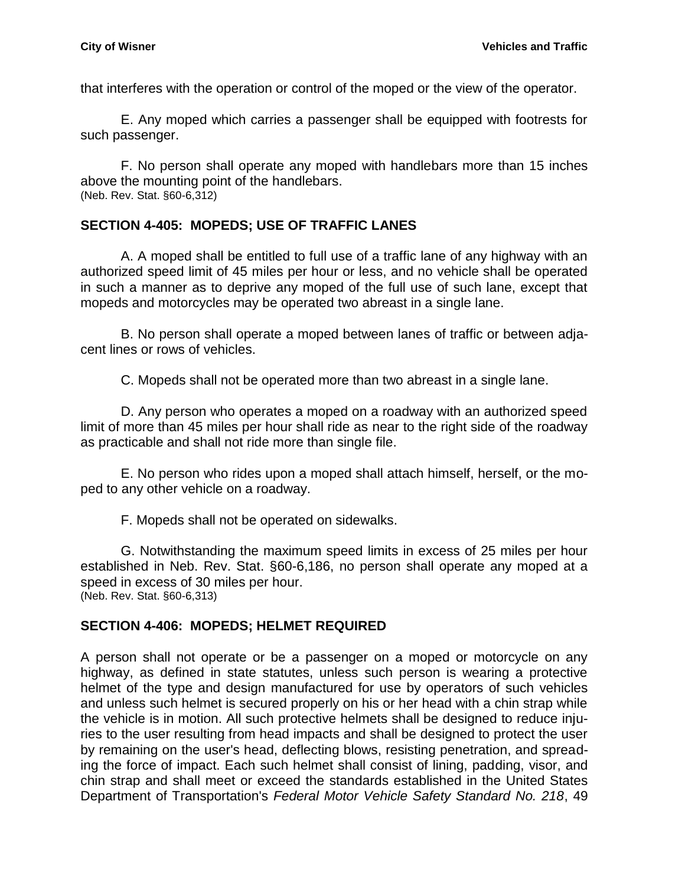that interferes with the operation or control of the moped or the view of the operator.

E. Any moped which carries a passenger shall be equipped with footrests for such passenger.

F. No person shall operate any moped with handlebars more than 15 inches above the mounting point of the handlebars.
(Neb. Rev. Stat. §60-6,312)

## SECTION 4-405: MOPEDS; USE OF TRAFFIC LANES

A. A moped shall be entitled to full use of a traffic lane of any highway with an authorized speed limit of 45 miles per hour or less, and no vehicle shall be operated in such a manner as to deprive any moped of the full use of such lane, except that mopeds and motorcycles may be operated two abreast in a single lane.

B. No person shall operate a moped between lanes of traffic or between adjacent lines or rows of vehicles.

C. Mopeds shall not be operated more than two abreast in a single lane.

D. Any person who operates a moped on a roadway with an authorized speed limit of more than 45 miles per hour shall ride as near to the right side of the roadway as practicable and shall not ride more than single file.

E. No person who rides upon a moped shall attach himself, herself, or the moped to any other vehicle on a roadway.

F. Mopeds shall not be operated on sidewalks.

G. Notwithstanding the maximum speed limits in excess of 25 miles per hour established in Neb. Rev. Stat. §60-6,186, no person shall operate any moped at a speed in excess of 30 miles per hour.
(Neb. Rev. Stat. §60-6,313)

## SECTION 4-406: MOPEDS; HELMET REQUIRED

A person shall not operate or be a passenger on a moped or motorcycle on any highway, as defined in state statutes, unless such person is wearing a protective helmet of the type and design manufactured for use by operators of such vehicles and unless such helmet is secured properly on his or her head with a chin strap while the vehicle is in motion. All such protective helmets shall be designed to reduce injuries to the user resulting from head impacts and shall be designed to protect the user by remaining on the user's head, deflecting blows, resisting penetration, and spreading the force of impact. Each such helmet shall consist of lining, padding, visor, and chin strap and shall meet or exceed the standards established in the United States Department of Transportation's *Federal Motor Vehicle Safety Standard No. 218*, 49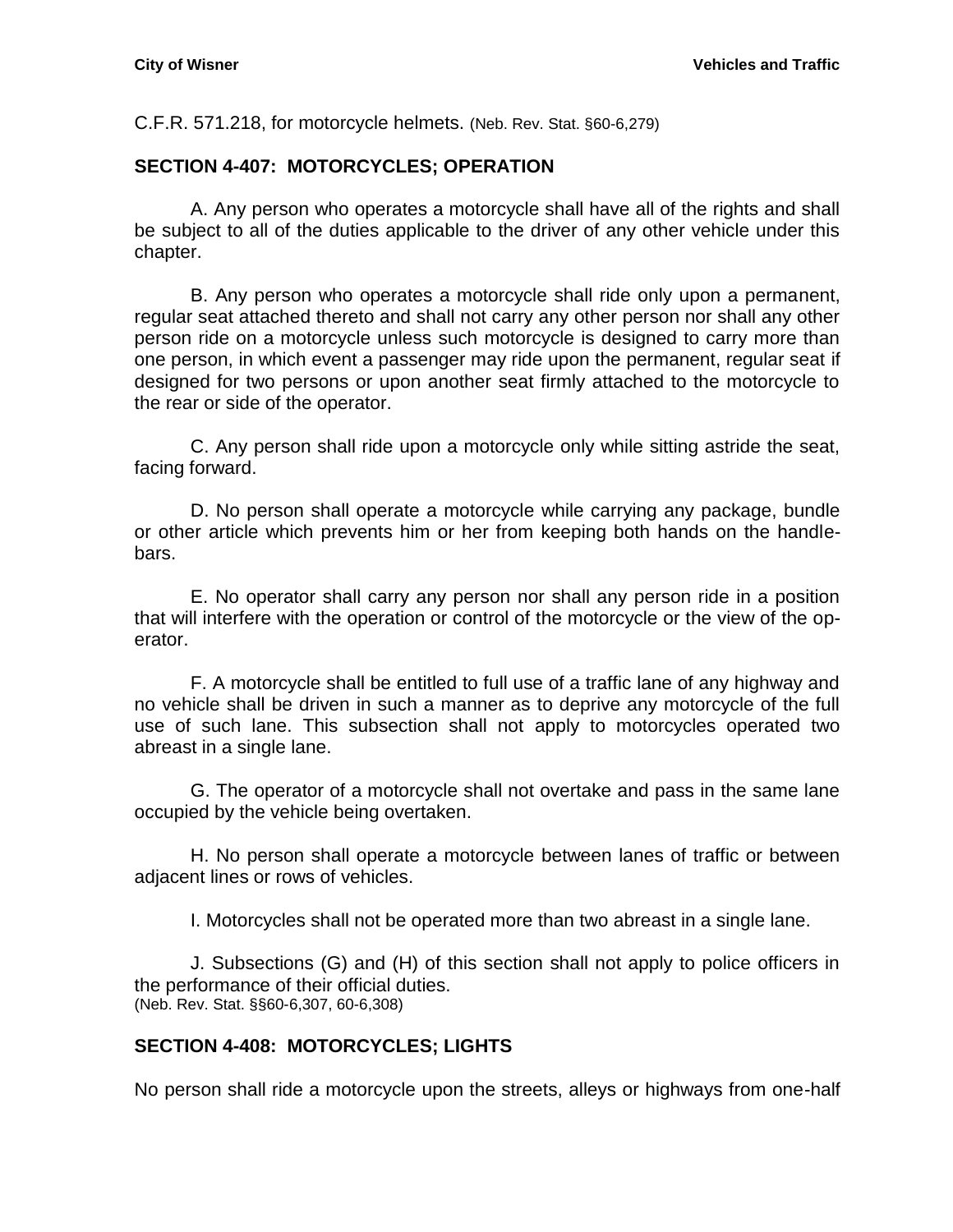C.F.R. 571.218, for motorcycle helmets. (Neb. Rev. Stat. §60-6,279)

## SECTION 4-407: MOTORCYCLES; OPERATION

A. Any person who operates a motorcycle shall have all of the rights and shall be subject to all of the duties applicable to the driver of any other vehicle under this chapter.

B. Any person who operates a motorcycle shall ride only upon a permanent, regular seat attached thereto and shall not carry any other person nor shall any other person ride on a motorcycle unless such motorcycle is designed to carry more than one person, in which event a passenger may ride upon the permanent, regular seat if designed for two persons or upon another seat firmly attached to the motorcycle to the rear or side of the operator.

C. Any person shall ride upon a motorcycle only while sitting astride the seat, facing forward.

D. No person shall operate a motorcycle while carrying any package, bundle or other article which prevents him or her from keeping both hands on the handlebars.

E. No operator shall carry any person nor shall any person ride in a position that will interfere with the operation or control of the motorcycle or the view of the operator.

F. A motorcycle shall be entitled to full use of a traffic lane of any highway and no vehicle shall be driven in such a manner as to deprive any motorcycle of the full use of such lane. This subsection shall not apply to motorcycles operated two abreast in a single lane.

G. The operator of a motorcycle shall not overtake and pass in the same lane occupied by the vehicle being overtaken.

H. No person shall operate a motorcycle between lanes of traffic or between adjacent lines or rows of vehicles.

I. Motorcycles shall not be operated more than two abreast in a single lane.

J. Subsections (G) and (H) of this section shall not apply to police officers in the performance of their official duties.
(Neb. Rev. Stat. §§60-6,307, 60-6,308)

## SECTION 4-408: MOTORCYCLES; LIGHTS

No person shall ride a motorcycle upon the streets, alleys or highways from one-half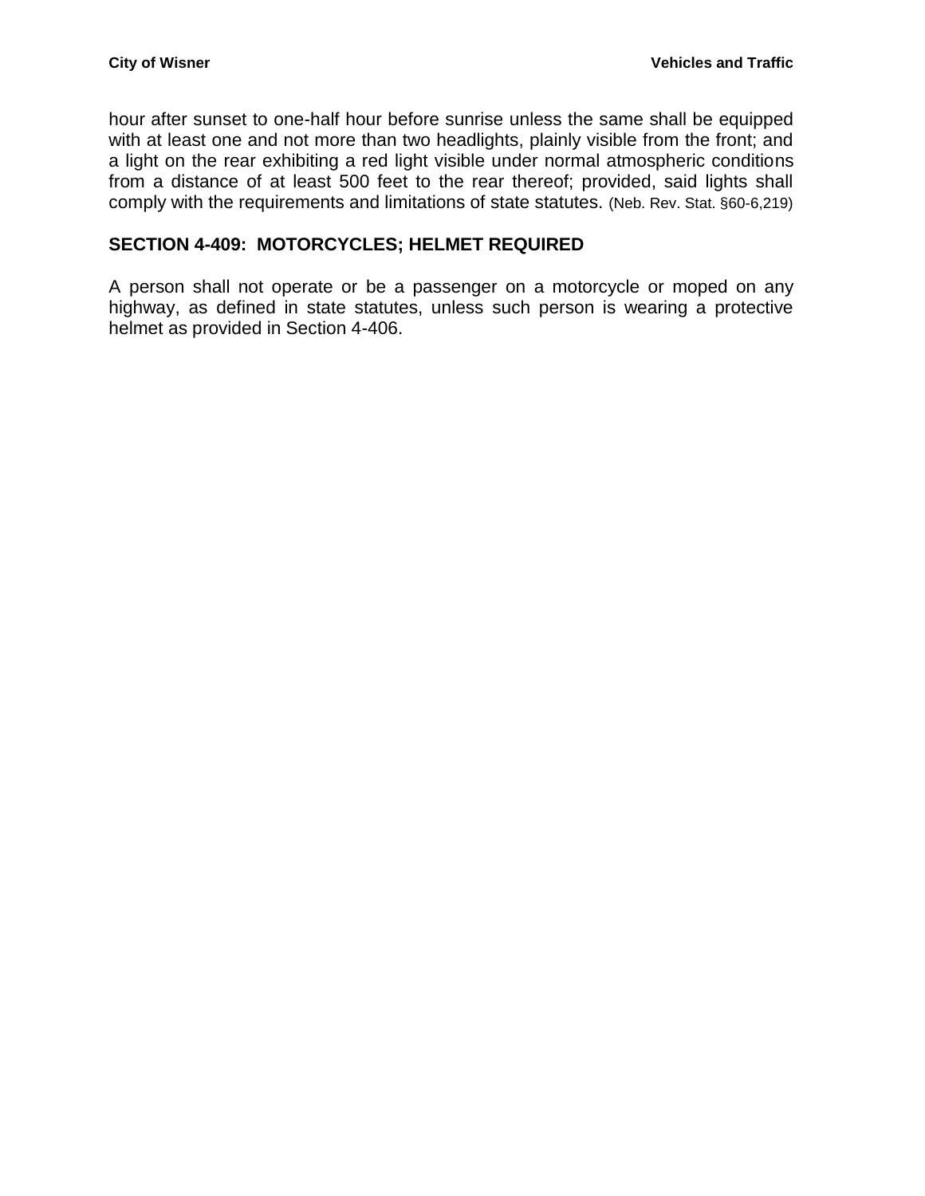hour after sunset to one-half hour before sunrise unless the same shall be equipped with at least one and not more than two headlights, plainly visible from the front; and a light on the rear exhibiting a red light visible under normal atmospheric conditions from a distance of at least 500 feet to the rear thereof; provided, said lights shall comply with the requirements and limitations of state statutes. (Neb. Rev. Stat. §60-6,219)

## SECTION 4-409: MOTORCYCLES; HELMET REQUIRED

A person shall not operate or be a passenger on a motorcycle or moped on any highway, as defined in state statutes, unless such person is wearing a protective helmet as provided in Section 4-406.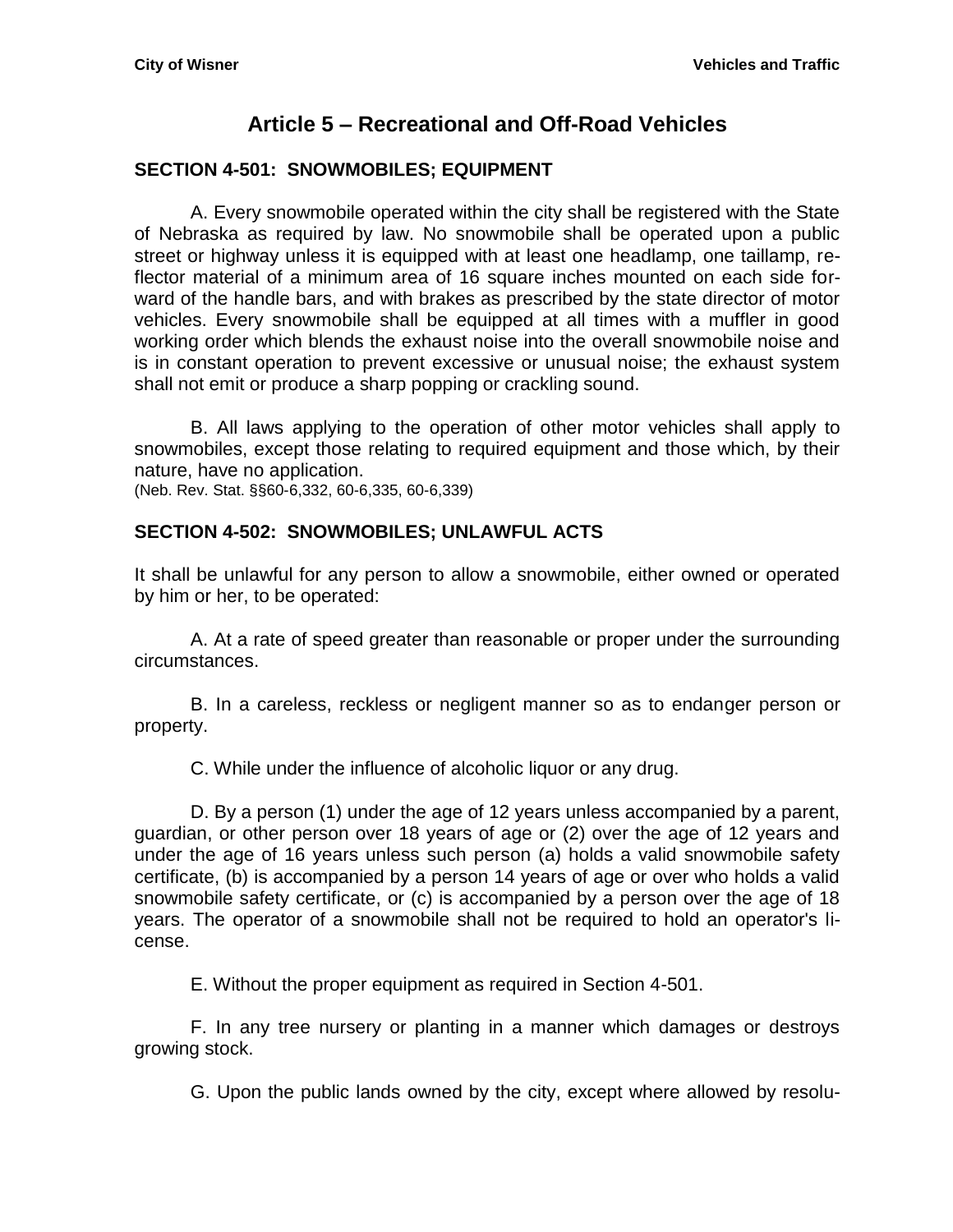# Article 5 – Recreational and Off-Road Vehicles

## SECTION 4-501: SNOWMOBILES; EQUIPMENT

A. Every snowmobile operated within the city shall be registered with the State of Nebraska as required by law. No snowmobile shall be operated upon a public street or highway unless it is equipped with at least one headlamp, one taillamp, reflector material of a minimum area of 16 square inches mounted on each side forward of the handle bars, and with brakes as prescribed by the state director of motor vehicles. Every snowmobile shall be equipped at all times with a muffler in good working order which blends the exhaust noise into the overall snowmobile noise and is in constant operation to prevent excessive or unusual noise; the exhaust system shall not emit or produce a sharp popping or crackling sound.

B. All laws applying to the operation of other motor vehicles shall apply to snowmobiles, except those relating to required equipment and those which, by their nature, have no application.
(Neb. Rev. Stat. §§60-6,332, 60-6,335, 60-6,339)

## SECTION 4-502: SNOWMOBILES; UNLAWFUL ACTS

It shall be unlawful for any person to allow a snowmobile, either owned or operated by him or her, to be operated:

A. At a rate of speed greater than reasonable or proper under the surrounding circumstances.

B. In a careless, reckless or negligent manner so as to endanger person or property.

C. While under the influence of alcoholic liquor or any drug.

D. By a person (1) under the age of 12 years unless accompanied by a parent, guardian, or other person over 18 years of age or (2) over the age of 12 years and under the age of 16 years unless such person (a) holds a valid snowmobile safety certificate, (b) is accompanied by a person 14 years of age or over who holds a valid snowmobile safety certificate, or (c) is accompanied by a person over the age of 18 years. The operator of a snowmobile shall not be required to hold an operator's license.

E. Without the proper equipment as required in Section 4-501.

F. In any tree nursery or planting in a manner which damages or destroys growing stock.

G. Upon the public lands owned by the city, except where allowed by resolu-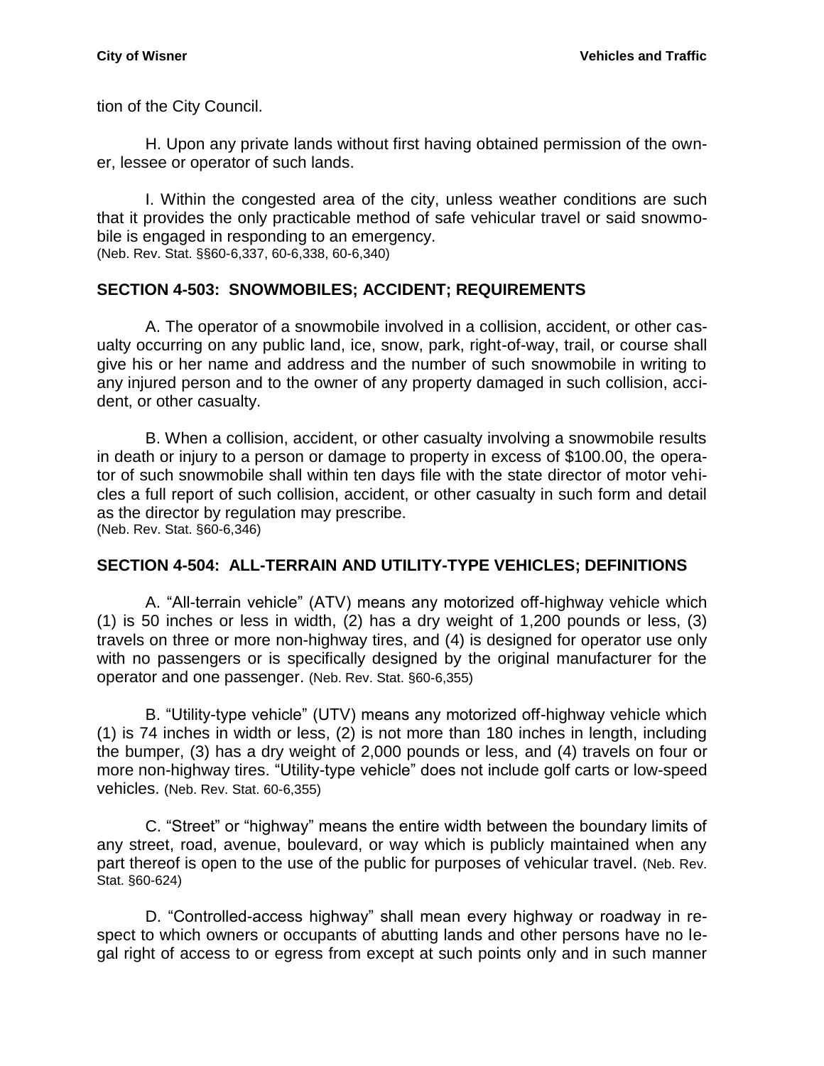tion of the City Council.

H. Upon any private lands without first having obtained permission of the owner, lessee or operator of such lands.

I. Within the congested area of the city, unless weather conditions are such that it provides the only practicable method of safe vehicular travel or said snowmobile is engaged in responding to an emergency.
(Neb. Rev. Stat. §§60-6,337, 60-6,338, 60-6,340)

## SECTION 4-503: SNOWMOBILES; ACCIDENT; REQUIREMENTS

A. The operator of a snowmobile involved in a collision, accident, or other casualty occurring on any public land, ice, snow, park, right-of-way, trail, or course shall give his or her name and address and the number of such snowmobile in writing to any injured person and to the owner of any property damaged in such collision, accident, or other casualty.

B. When a collision, accident, or other casualty involving a snowmobile results in death or injury to a person or damage to property in excess of $100.00, the operator of such snowmobile shall within ten days file with the state director of motor vehicles a full report of such collision, accident, or other casualty in such form and detail as the director by regulation may prescribe.
(Neb. Rev. Stat. §60-6,346)

## SECTION 4-504: ALL-TERRAIN AND UTILITY-TYPE VEHICLES; DEFINITIONS

A. "All-terrain vehicle" (ATV) means any motorized off-highway vehicle which (1) is 50 inches or less in width, (2) has a dry weight of 1,200 pounds or less, (3) travels on three or more non-highway tires, and (4) is designed for operator use only with no passengers or is specifically designed by the original manufacturer for the operator and one passenger. (Neb. Rev. Stat. §60-6,355)

B. "Utility-type vehicle" (UTV) means any motorized off-highway vehicle which (1) is 74 inches in width or less, (2) is not more than 180 inches in length, including the bumper, (3) has a dry weight of 2,000 pounds or less, and (4) travels on four or more non-highway tires. "Utility-type vehicle" does not include golf carts or low-speed vehicles. (Neb. Rev. Stat. 60-6,355)

C. "Street" or "highway" means the entire width between the boundary limits of any street, road, avenue, boulevard, or way which is publicly maintained when any part thereof is open to the use of the public for purposes of vehicular travel. (Neb. Rev. Stat. §60-624)

D. "Controlled-access highway" shall mean every highway or roadway in respect to which owners or occupants of abutting lands and other persons have no legal right of access to or egress from except at such points only and in such manner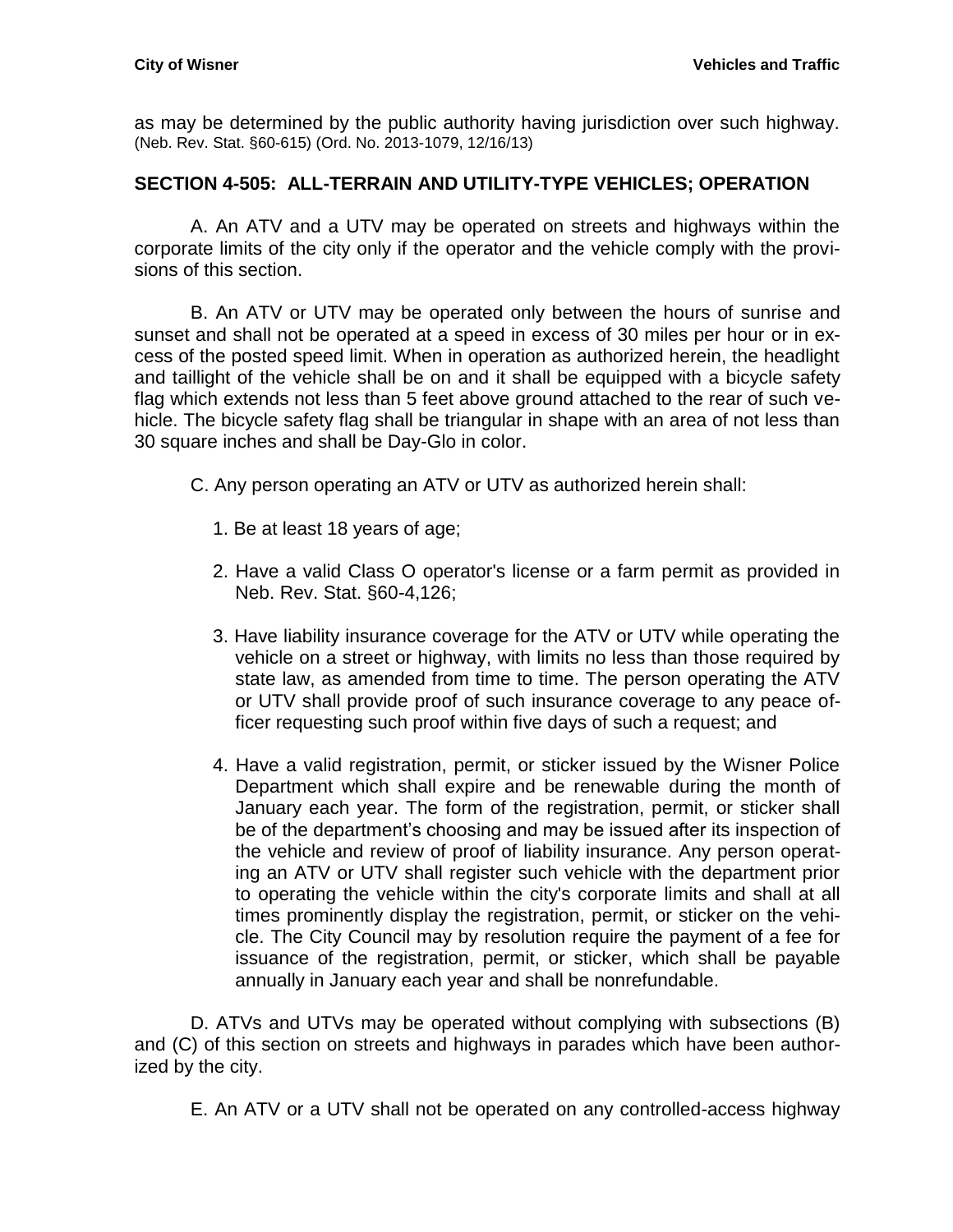as may be determined by the public authority having jurisdiction over such highway. (Neb. Rev. Stat. §60-615) (Ord. No. 2013-1079, 12/16/13)

## SECTION 4-505: ALL-TERRAIN AND UTILITY-TYPE VEHICLES; OPERATION

A. An ATV and a UTV may be operated on streets and highways within the corporate limits of the city only if the operator and the vehicle comply with the provisions of this section.

B. An ATV or UTV may be operated only between the hours of sunrise and sunset and shall not be operated at a speed in excess of 30 miles per hour or in excess of the posted speed limit. When in operation as authorized herein, the headlight and taillight of the vehicle shall be on and it shall be equipped with a bicycle safety flag which extends not less than 5 feet above ground attached to the rear of such vehicle. The bicycle safety flag shall be triangular in shape with an area of not less than 30 square inches and shall be Day-Glo in color.

C. Any person operating an ATV or UTV as authorized herein shall:

1. Be at least 18 years of age;

2. Have a valid Class O operator's license or a farm permit as provided in Neb. Rev. Stat. §60-4,126;

3. Have liability insurance coverage for the ATV or UTV while operating the vehicle on a street or highway, with limits no less than those required by state law, as amended from time to time. The person operating the ATV or UTV shall provide proof of such insurance coverage to any peace officer requesting such proof within five days of such a request; and

4. Have a valid registration, permit, or sticker issued by the Wisner Police Department which shall expire and be renewable during the month of January each year. The form of the registration, permit, or sticker shall be of the department's choosing and may be issued after its inspection of the vehicle and review of proof of liability insurance. Any person operating an ATV or UTV shall register such vehicle with the department prior to operating the vehicle within the city's corporate limits and shall at all times prominently display the registration, permit, or sticker on the vehicle. The City Council may by resolution require the payment of a fee for issuance of the registration, permit, or sticker, which shall be payable annually in January each year and shall be nonrefundable.

D. ATVs and UTVs may be operated without complying with subsections (B) and (C) of this section on streets and highways in parades which have been authorized by the city.

E. An ATV or a UTV shall not be operated on any controlled-access highway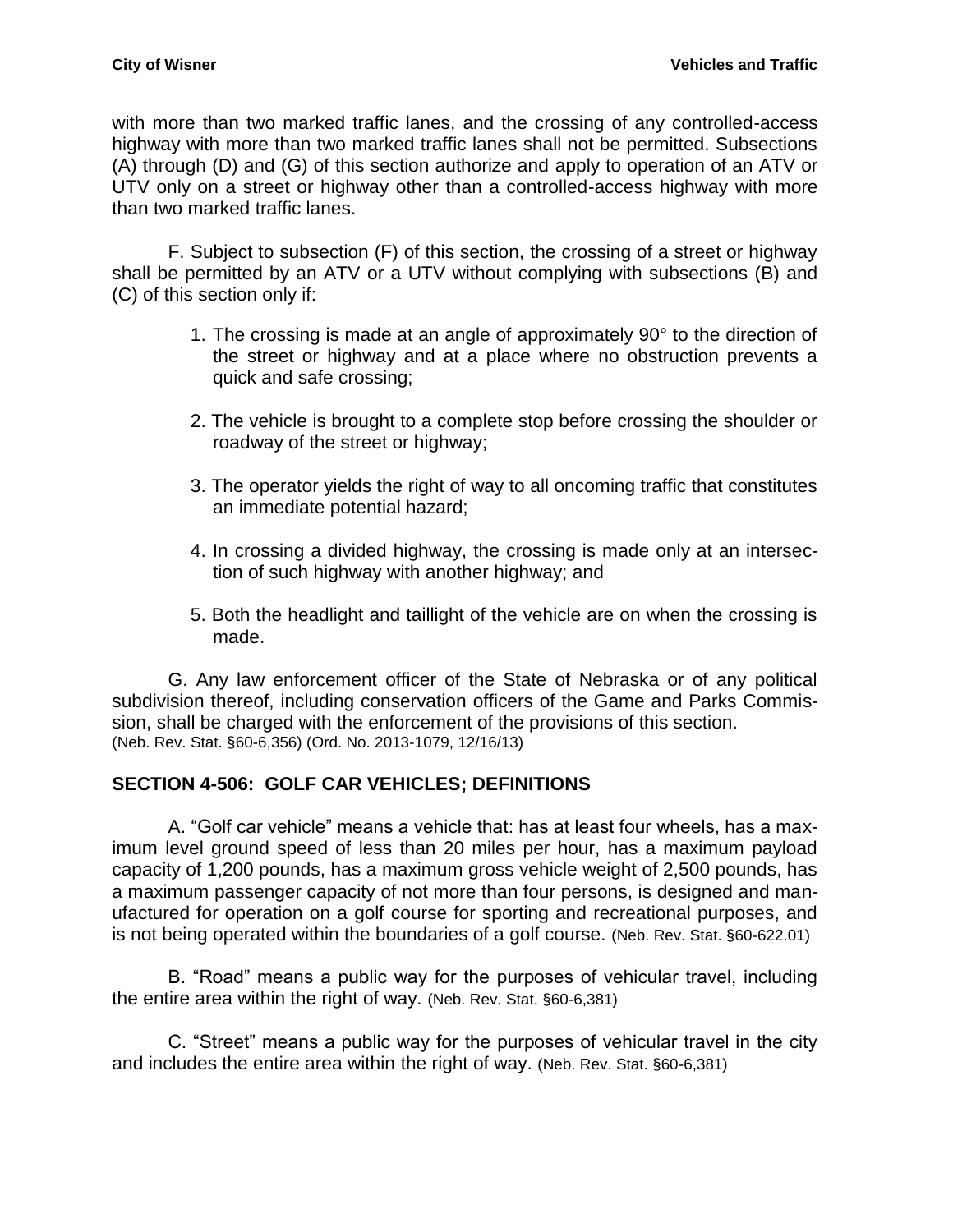with more than two marked traffic lanes, and the crossing of any controlled-access highway with more than two marked traffic lanes shall not be permitted. Subsections (A) through (D) and (G) of this section authorize and apply to operation of an ATV or UTV only on a street or highway other than a controlled-access highway with more than two marked traffic lanes.

F. Subject to subsection (F) of this section, the crossing of a street or highway shall be permitted by an ATV or a UTV without complying with subsections (B) and (C) of this section only if:

1. The crossing is made at an angle of approximately 90° to the direction of the street or highway and at a place where no obstruction prevents a quick and safe crossing;

2. The vehicle is brought to a complete stop before crossing the shoulder or roadway of the street or highway;

3. The operator yields the right of way to all oncoming traffic that constitutes an immediate potential hazard;

4. In crossing a divided highway, the crossing is made only at an intersection of such highway with another highway; and

5. Both the headlight and taillight of the vehicle are on when the crossing is made.

G. Any law enforcement officer of the State of Nebraska or of any political subdivision thereof, including conservation officers of the Game and Parks Commission, shall be charged with the enforcement of the provisions of this section.
(Neb. Rev. Stat. §60-6,356) (Ord. No. 2013-1079, 12/16/13)

## SECTION 4-506: GOLF CAR VEHICLES; DEFINITIONS

A. "Golf car vehicle" means a vehicle that: has at least four wheels, has a maximum level ground speed of less than 20 miles per hour, has a maximum payload capacity of 1,200 pounds, has a maximum gross vehicle weight of 2,500 pounds, has a maximum passenger capacity of not more than four persons, is designed and manufactured for operation on a golf course for sporting and recreational purposes, and is not being operated within the boundaries of a golf course. (Neb. Rev. Stat. §60-622.01)

B. "Road" means a public way for the purposes of vehicular travel, including the entire area within the right of way. (Neb. Rev. Stat. §60-6,381)

C. "Street" means a public way for the purposes of vehicular travel in the city and includes the entire area within the right of way. (Neb. Rev. Stat. §60-6,381)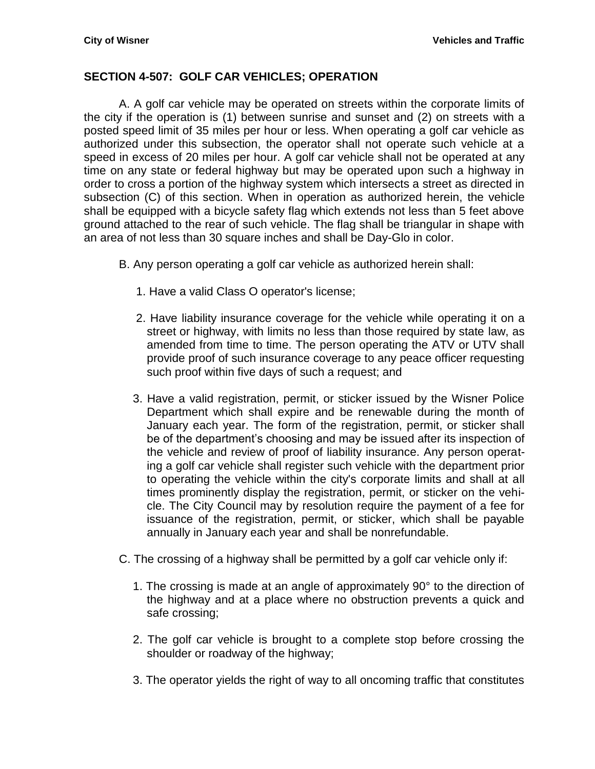## SECTION 4-507: GOLF CAR VEHICLES; OPERATION

A. A golf car vehicle may be operated on streets within the corporate limits of the city if the operation is (1) between sunrise and sunset and (2) on streets with a posted speed limit of 35 miles per hour or less. When operating a golf car vehicle as authorized under this subsection, the operator shall not operate such vehicle at a speed in excess of 20 miles per hour. A golf car vehicle shall not be operated at any time on any state or federal highway but may be operated upon such a highway in order to cross a portion of the highway system which intersects a street as directed in subsection (C) of this section. When in operation as authorized herein, the vehicle shall be equipped with a bicycle safety flag which extends not less than 5 feet above ground attached to the rear of such vehicle. The flag shall be triangular in shape with an area of not less than 30 square inches and shall be Day-Glo in color.

B. Any person operating a golf car vehicle as authorized herein shall:

1. Have a valid Class O operator's license;

2. Have liability insurance coverage for the vehicle while operating it on a street or highway, with limits no less than those required by state law, as amended from time to time. The person operating the ATV or UTV shall provide proof of such insurance coverage to any peace officer requesting such proof within five days of such a request; and

3. Have a valid registration, permit, or sticker issued by the Wisner Police Department which shall expire and be renewable during the month of January each year. The form of the registration, permit, or sticker shall be of the department's choosing and may be issued after its inspection of the vehicle and review of proof of liability insurance. Any person operating a golf car vehicle shall register such vehicle with the department prior to operating the vehicle within the city's corporate limits and shall at all times prominently display the registration, permit, or sticker on the vehicle. The City Council may by resolution require the payment of a fee for issuance of the registration, permit, or sticker, which shall be payable annually in January each year and shall be nonrefundable.

C. The crossing of a highway shall be permitted by a golf car vehicle only if:

1. The crossing is made at an angle of approximately 90° to the direction of the highway and at a place where no obstruction prevents a quick and safe crossing;

2. The golf car vehicle is brought to a complete stop before crossing the shoulder or roadway of the highway;

3. The operator yields the right of way to all oncoming traffic that constitutes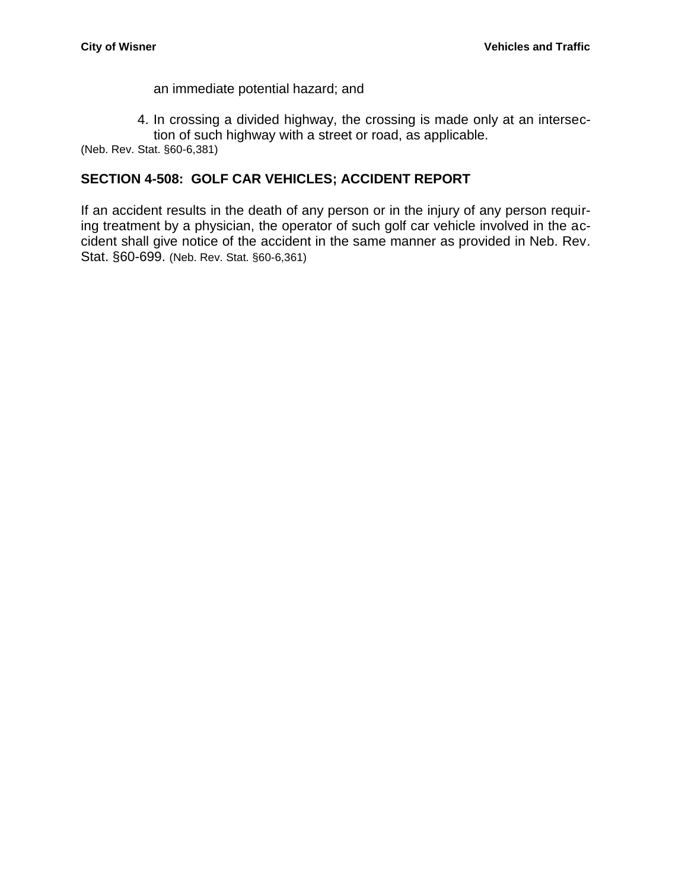an immediate potential hazard; and

4. In crossing a divided highway, the crossing is made only at an intersection of such highway with a street or road, as applicable.

(Neb. Rev. Stat. §60-6,381)

## SECTION 4-508: GOLF CAR VEHICLES; ACCIDENT REPORT

If an accident results in the death of any person or in the injury of any person requiring treatment by a physician, the operator of such golf car vehicle involved in the accident shall give notice of the accident in the same manner as provided in Neb. Rev. Stat. §60-699. (Neb. Rev. Stat. §60-6,361)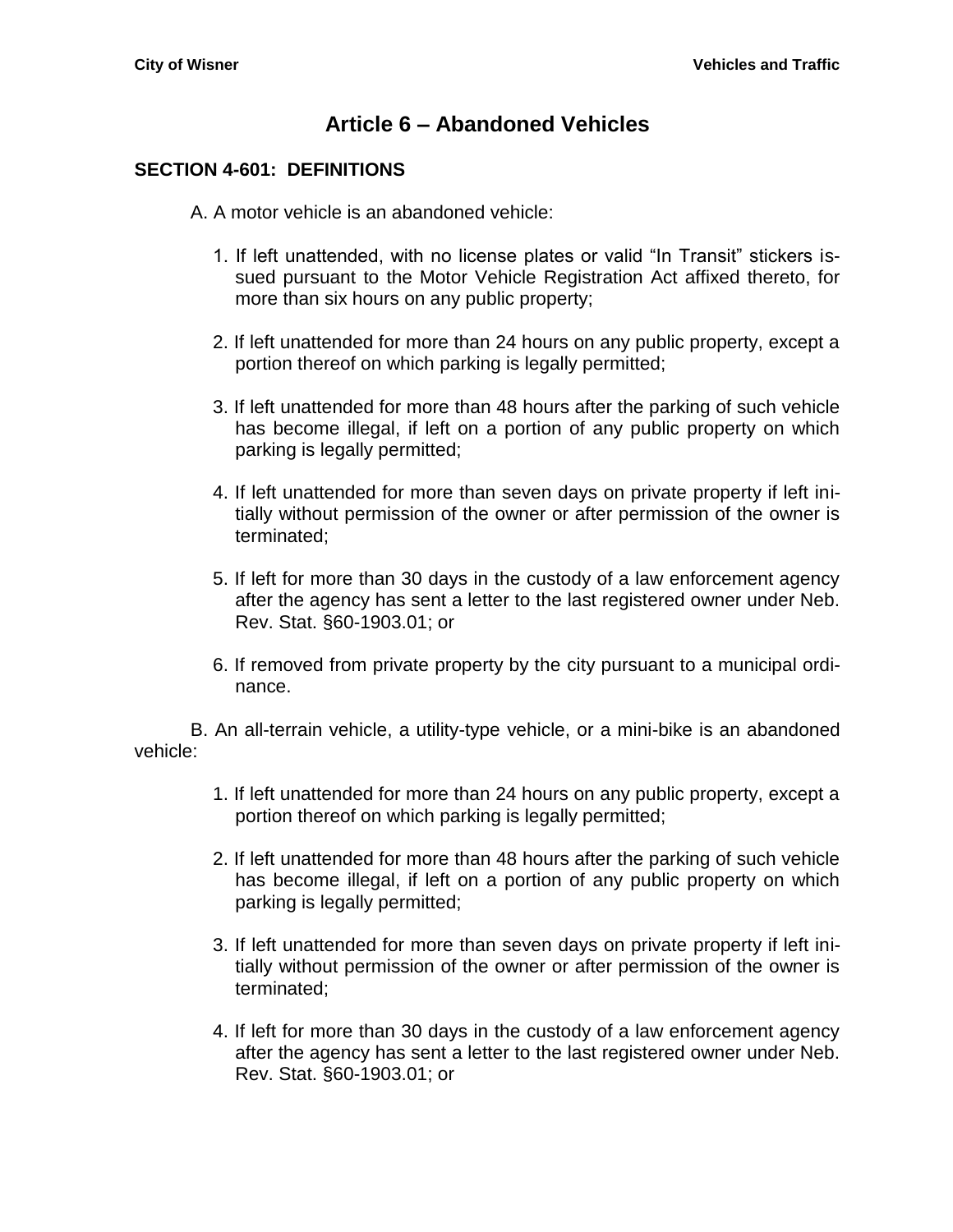# Article 6 – Abandoned Vehicles

## SECTION 4-601: DEFINITIONS

A. A motor vehicle is an abandoned vehicle:

1. If left unattended, with no license plates or valid "In Transit" stickers issued pursuant to the Motor Vehicle Registration Act affixed thereto, for more than six hours on any public property;

2. If left unattended for more than 24 hours on any public property, except a portion thereof on which parking is legally permitted;

3. If left unattended for more than 48 hours after the parking of such vehicle has become illegal, if left on a portion of any public property on which parking is legally permitted;

4. If left unattended for more than seven days on private property if left initially without permission of the owner or after permission of the owner is terminated;

5. If left for more than 30 days in the custody of a law enforcement agency after the agency has sent a letter to the last registered owner under Neb. Rev. Stat. §60-1903.01; or

6. If removed from private property by the city pursuant to a municipal ordinance.

B. An all-terrain vehicle, a utility-type vehicle, or a mini-bike is an abandoned vehicle:

1. If left unattended for more than 24 hours on any public property, except a portion thereof on which parking is legally permitted;

2. If left unattended for more than 48 hours after the parking of such vehicle has become illegal, if left on a portion of any public property on which parking is legally permitted;

3. If left unattended for more than seven days on private property if left initially without permission of the owner or after permission of the owner is terminated;

4. If left for more than 30 days in the custody of a law enforcement agency after the agency has sent a letter to the last registered owner under Neb. Rev. Stat. §60-1903.01; or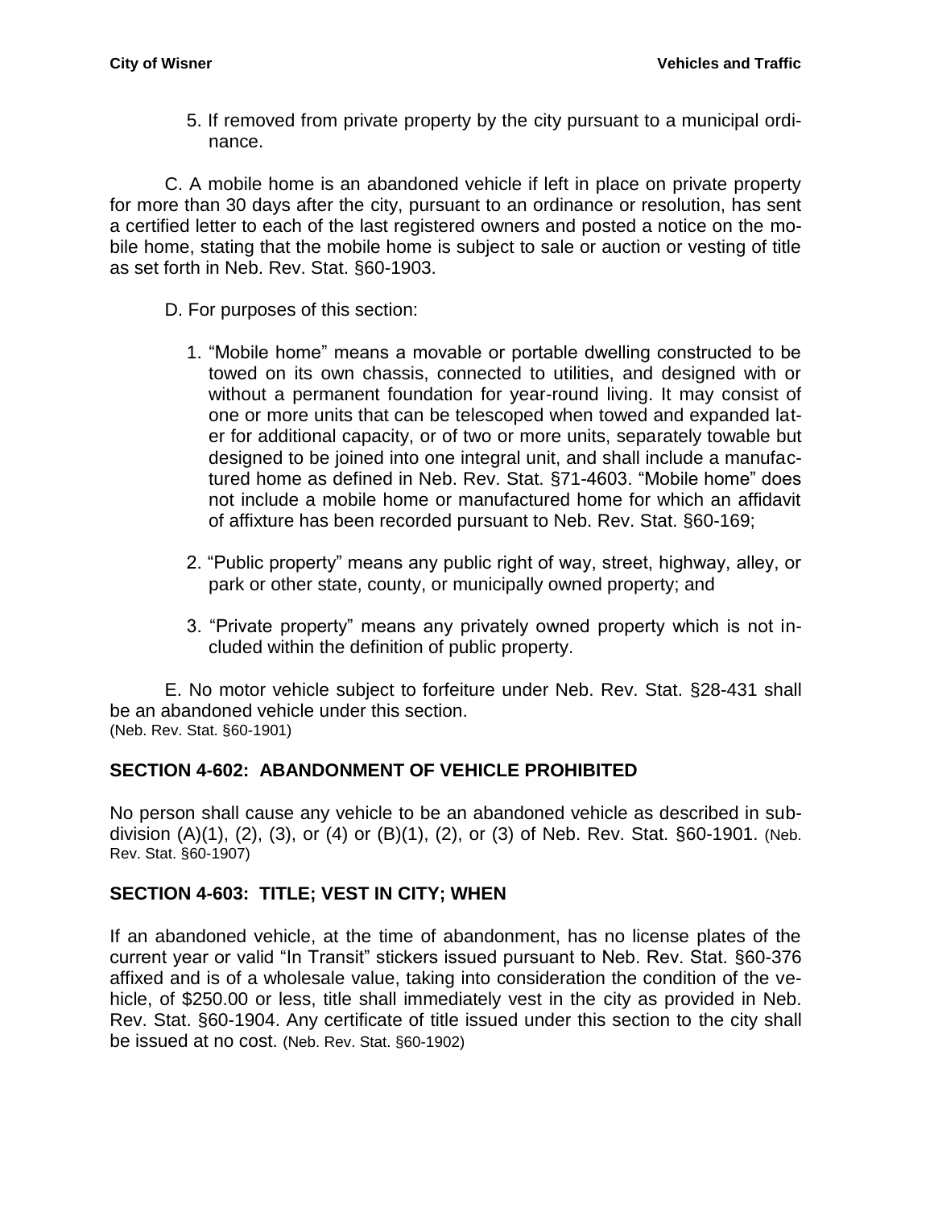5. If removed from private property by the city pursuant to a municipal ordinance.

C. A mobile home is an abandoned vehicle if left in place on private property for more than 30 days after the city, pursuant to an ordinance or resolution, has sent a certified letter to each of the last registered owners and posted a notice on the mobile home, stating that the mobile home is subject to sale or auction or vesting of title as set forth in Neb. Rev. Stat. §60-1903.

D. For purposes of this section:

1. "Mobile home" means a movable or portable dwelling constructed to be towed on its own chassis, connected to utilities, and designed with or without a permanent foundation for year-round living. It may consist of one or more units that can be telescoped when towed and expanded later for additional capacity, or of two or more units, separately towable but designed to be joined into one integral unit, and shall include a manufactured home as defined in Neb. Rev. Stat. §71-4603. "Mobile home" does not include a mobile home or manufactured home for which an affidavit of affixture has been recorded pursuant to Neb. Rev. Stat. §60-169;

2. "Public property" means any public right of way, street, highway, alley, or park or other state, county, or municipally owned property; and

3. "Private property" means any privately owned property which is not included within the definition of public property.

E. No motor vehicle subject to forfeiture under Neb. Rev. Stat. §28-431 shall be an abandoned vehicle under this section.
(Neb. Rev. Stat. §60-1901)

## SECTION 4-602: ABANDONMENT OF VEHICLE PROHIBITED

No person shall cause any vehicle to be an abandoned vehicle as described in subdivision (A)(1), (2), (3), or (4) or (B)(1), (2), or (3) of Neb. Rev. Stat. §60-1901. (Neb. Rev. Stat. §60-1907)

## SECTION 4-603: TITLE; VEST IN CITY; WHEN

If an abandoned vehicle, at the time of abandonment, has no license plates of the current year or valid "In Transit" stickers issued pursuant to Neb. Rev. Stat. §60-376 affixed and is of a wholesale value, taking into consideration the condition of the vehicle, of $250.00 or less, title shall immediately vest in the city as provided in Neb. Rev. Stat. §60-1904. Any certificate of title issued under this section to the city shall be issued at no cost. (Neb. Rev. Stat. §60-1902)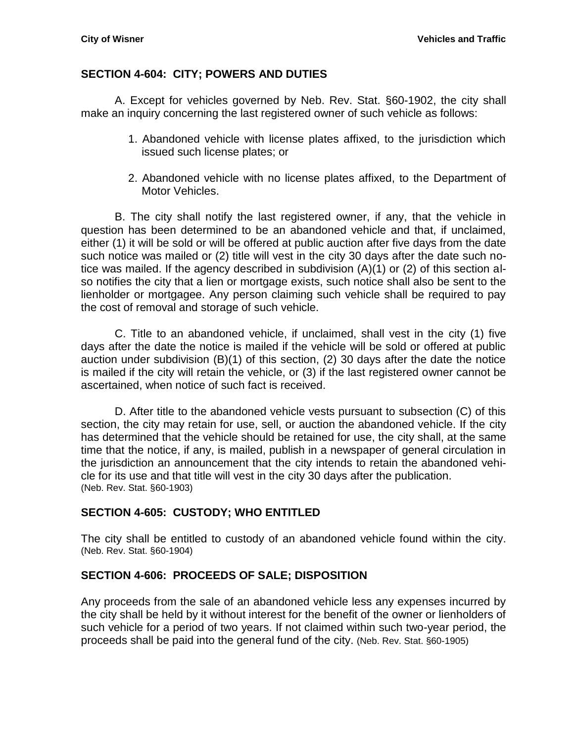## SECTION 4-604: CITY; POWERS AND DUTIES

A. Except for vehicles governed by Neb. Rev. Stat. §60-1902, the city shall make an inquiry concerning the last registered owner of such vehicle as follows:

1. Abandoned vehicle with license plates affixed, to the jurisdiction which issued such license plates; or

2. Abandoned vehicle with no license plates affixed, to the Department of Motor Vehicles.

B. The city shall notify the last registered owner, if any, that the vehicle in question has been determined to be an abandoned vehicle and that, if unclaimed, either (1) it will be sold or will be offered at public auction after five days from the date such notice was mailed or (2) title will vest in the city 30 days after the date such notice was mailed. If the agency described in subdivision (A)(1) or (2) of this section also notifies the city that a lien or mortgage exists, such notice shall also be sent to the lienholder or mortgagee. Any person claiming such vehicle shall be required to pay the cost of removal and storage of such vehicle.

C. Title to an abandoned vehicle, if unclaimed, shall vest in the city (1) five days after the date the notice is mailed if the vehicle will be sold or offered at public auction under subdivision (B)(1) of this section, (2) 30 days after the date the notice is mailed if the city will retain the vehicle, or (3) if the last registered owner cannot be ascertained, when notice of such fact is received.

D. After title to the abandoned vehicle vests pursuant to subsection (C) of this section, the city may retain for use, sell, or auction the abandoned vehicle. If the city has determined that the vehicle should be retained for use, the city shall, at the same time that the notice, if any, is mailed, publish in a newspaper of general circulation in the jurisdiction an announcement that the city intends to retain the abandoned vehicle for its use and that title will vest in the city 30 days after the publication.
(Neb. Rev. Stat. §60-1903)

## SECTION 4-605: CUSTODY; WHO ENTITLED

The city shall be entitled to custody of an abandoned vehicle found within the city. (Neb. Rev. Stat. §60-1904)

## SECTION 4-606: PROCEEDS OF SALE; DISPOSITION

Any proceeds from the sale of an abandoned vehicle less any expenses incurred by the city shall be held by it without interest for the benefit of the owner or lienholders of such vehicle for a period of two years. If not claimed within such two-year period, the proceeds shall be paid into the general fund of the city. (Neb. Rev. Stat. §60-1905)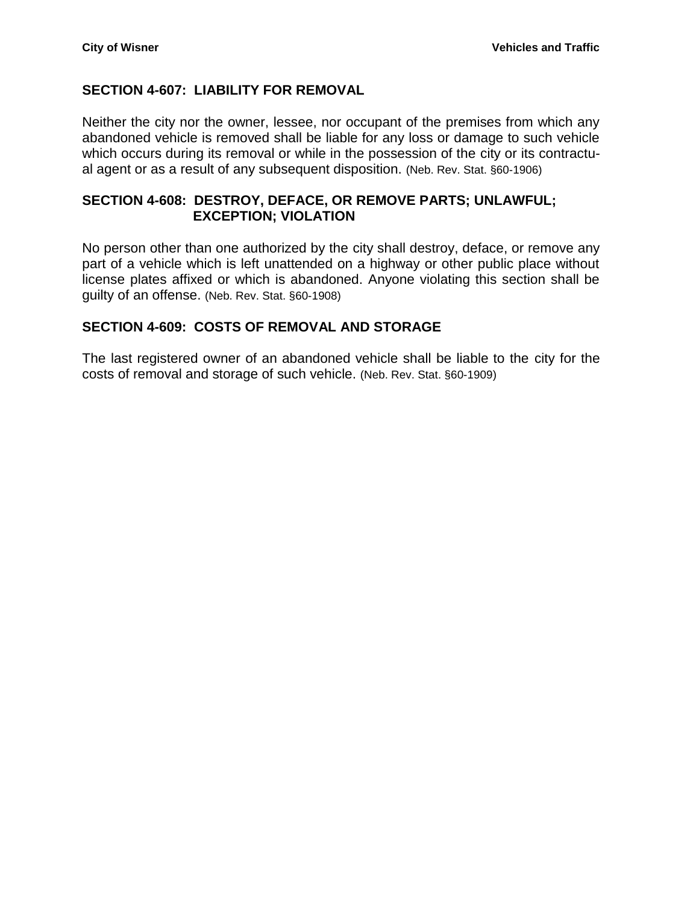## SECTION 4-607: LIABILITY FOR REMOVAL

Neither the city nor the owner, lessee, nor occupant of the premises from which any abandoned vehicle is removed shall be liable for any loss or damage to such vehicle which occurs during its removal or while in the possession of the city or its contractual agent or as a result of any subsequent disposition. (Neb. Rev. Stat. §60-1906)

## SECTION 4-608: DESTROY, DEFACE, OR REMOVE PARTS; UNLAWFUL; EXCEPTION; VIOLATION

No person other than one authorized by the city shall destroy, deface, or remove any part of a vehicle which is left unattended on a highway or other public place without license plates affixed or which is abandoned. Anyone violating this section shall be guilty of an offense. (Neb. Rev. Stat. §60-1908)

## SECTION 4-609: COSTS OF REMOVAL AND STORAGE

The last registered owner of an abandoned vehicle shall be liable to the city for the costs of removal and storage of such vehicle. (Neb. Rev. Stat. §60-1909)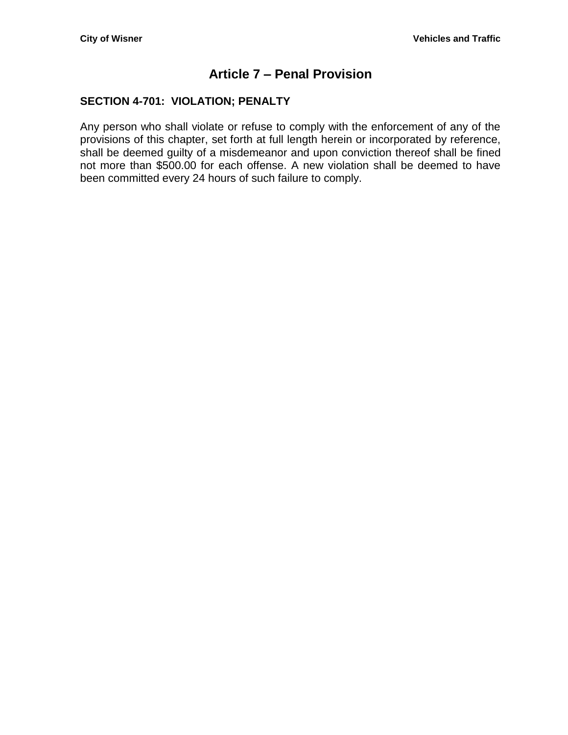# Article 7 – Penal Provision

## SECTION 4-701: VIOLATION; PENALTY

Any person who shall violate or refuse to comply with the enforcement of any of the provisions of this chapter, set forth at full length herein or incorporated by reference, shall be deemed guilty of a misdemeanor and upon conviction thereof shall be fined not more than $500.00 for each offense. A new violation shall be deemed to have been committed every 24 hours of such failure to comply.